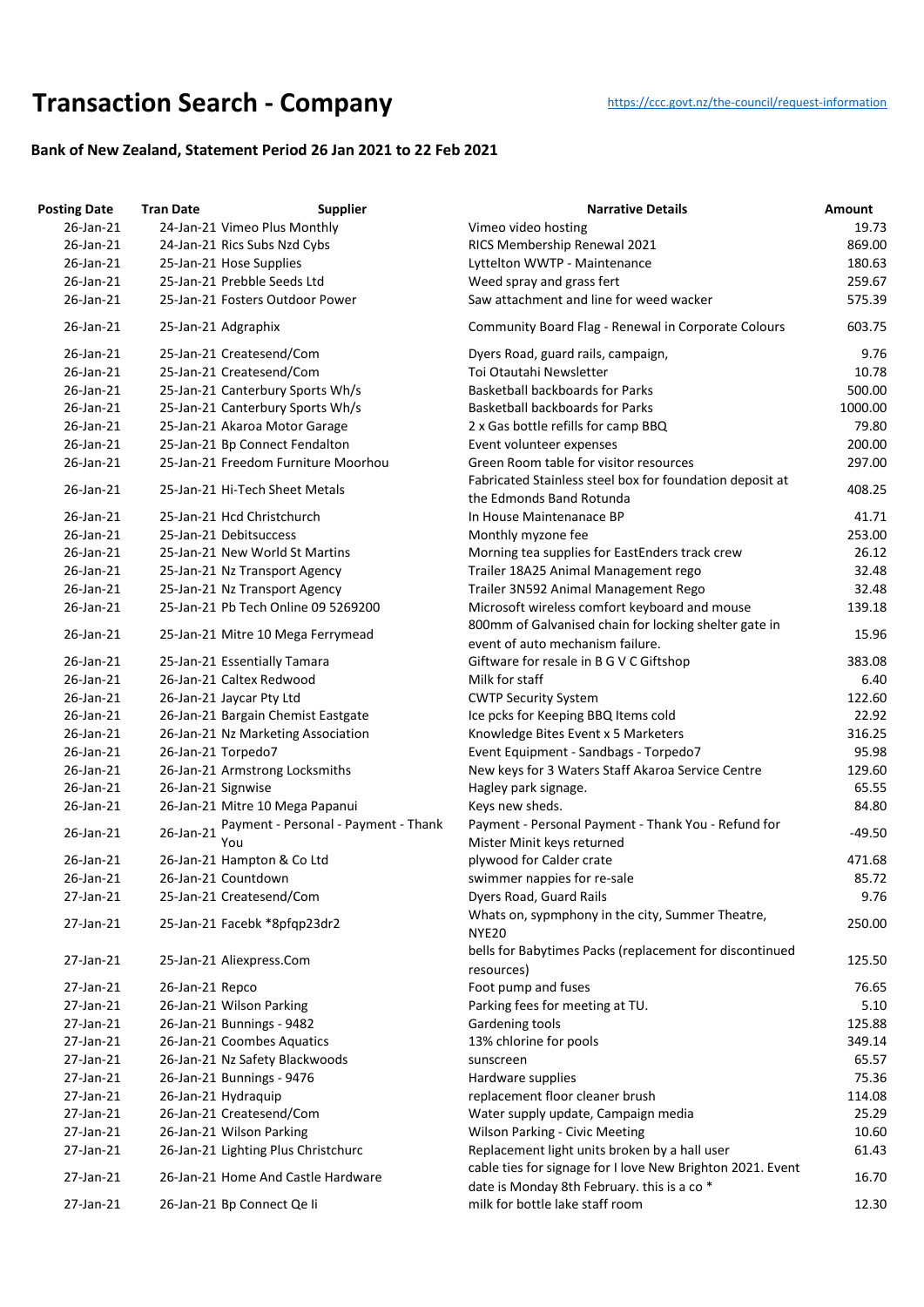# Transaction Search - Company

https://ccc.govt.nz/the-council/request-information

### Bank of New Zealand, Statement Period 26 Jan 2021 to 22 Feb 2021

| Posting Date | Tran Date | Supplier | Narrative Details | Amount |
|---|---|---|---|---|
| 26-Jan-21 | 24-Jan-21 | Vimeo Plus Monthly | Vimeo video hosting | 19.73 |
| 26-Jan-21 | 24-Jan-21 | Rics Subs Nzd Cybs | RICS Membership Renewal 2021 | 869.00 |
| 26-Jan-21 | 25-Jan-21 | Hose Supplies | Lyttelton WWTP - Maintenance | 180.63 |
| 26-Jan-21 | 25-Jan-21 | Prebble Seeds Ltd | Weed spray and grass fert | 259.67 |
| 26-Jan-21 | 25-Jan-21 | Fosters Outdoor Power | Saw attachment and line for weed wacker | 575.39 |
| 26-Jan-21 | 25-Jan-21 | Adgraphix | Community Board Flag - Renewal in Corporate Colours | 603.75 |
| 26-Jan-21 | 25-Jan-21 | Createsend/Com | Dyers Road, guard rails, campaign, | 9.76 |
| 26-Jan-21 | 25-Jan-21 | Createsend/Com | Toi Otautahi Newsletter | 10.78 |
| 26-Jan-21 | 25-Jan-21 | Canterbury Sports Wh/s | Basketball backboards for Parks | 500.00 |
| 26-Jan-21 | 25-Jan-21 | Canterbury Sports Wh/s | Basketball backboards for Parks | 1000.00 |
| 26-Jan-21 | 25-Jan-21 | Akaroa Motor Garage | 2 x Gas bottle refills for camp BBQ | 79.80 |
| 26-Jan-21 | 25-Jan-21 | Bp Connect Fendalton | Event volunteer expenses | 200.00 |
| 26-Jan-21 | 25-Jan-21 | Freedom Furniture Moorhou | Green Room table for visitor resources | 297.00 |
| 26-Jan-21 | 25-Jan-21 | Hi-Tech Sheet Metals | Fabricated Stainless steel box for foundation deposit at the Edmonds Band Rotunda | 408.25 |
| 26-Jan-21 | 25-Jan-21 | Hcd Christchurch | In House Maintenanace BP | 41.71 |
| 26-Jan-21 | 25-Jan-21 | Debitsuccess | Monthly myzone fee | 253.00 |
| 26-Jan-21 | 25-Jan-21 | New World St Martins | Morning tea supplies for EastEnders track crew | 26.12 |
| 26-Jan-21 | 25-Jan-21 | Nz Transport Agency | Trailer 18A25 Animal Management rego | 32.48 |
| 26-Jan-21 | 25-Jan-21 | Nz Transport Agency | Trailer 3N592 Animal Management Rego | 32.48 |
| 26-Jan-21 | 25-Jan-21 | Pb Tech Online 09 5269200 | Microsoft wireless comfort keyboard and mouse | 139.18 |
| 26-Jan-21 | 25-Jan-21 | Mitre 10 Mega Ferrymead | 800mm of Galvanised chain for locking shelter gate in event of auto mechanism failure. | 15.96 |
| 26-Jan-21 | 25-Jan-21 | Essentially Tamara | Giftware for resale in B G V C Giftshop | 383.08 |
| 26-Jan-21 | 26-Jan-21 | Caltex Redwood | Milk for staff | 6.40 |
| 26-Jan-21 | 26-Jan-21 | Jaycar Pty Ltd | CWTP Security System | 122.60 |
| 26-Jan-21 | 26-Jan-21 | Bargain Chemist Eastgate | Ice pcks for Keeping BBQ Items cold | 22.92 |
| 26-Jan-21 | 26-Jan-21 | Nz Marketing Association | Knowledge Bites Event x 5 Marketers | 316.25 |
| 26-Jan-21 | 26-Jan-21 | Torpedo7 | Event Equipment - Sandbags - Torpedo7 | 95.98 |
| 26-Jan-21 | 26-Jan-21 | Armstrong Locksmiths | New keys for 3 Waters Staff Akaroa Service Centre | 129.60 |
| 26-Jan-21 | 26-Jan-21 | Signwise | Hagley park signage. | 65.55 |
| 26-Jan-21 | 26-Jan-21 | Mitre 10 Mega Papanui | Keys new sheds. | 84.80 |
| 26-Jan-21 | 26-Jan-21 | Payment - Personal - Payment - Thank You | Payment - Personal Payment - Thank You - Refund for Mister Minit keys returned | -49.50 |
| 26-Jan-21 | 26-Jan-21 | Hampton & Co Ltd | plywood for Calder crate | 471.68 |
| 26-Jan-21 | 26-Jan-21 | Countdown | swimmer nappies for re-sale | 85.72 |
| 27-Jan-21 | 25-Jan-21 | Createsend/Com | Dyers Road, Guard Rails | 9.76 |
| 27-Jan-21 | 25-Jan-21 | Facebk *8pfqp23dr2 | Whats on, sypmphony in the city, Summer Theatre, NYE20 | 250.00 |
| 27-Jan-21 | 25-Jan-21 | Aliexpress.Com | bells for Babytimes Packs (replacement for discontinued resources) | 125.50 |
| 27-Jan-21 | 26-Jan-21 | Repco | Foot pump and fuses | 76.65 |
| 27-Jan-21 | 26-Jan-21 | Wilson Parking | Parking fees for meeting at TU. | 5.10 |
| 27-Jan-21 | 26-Jan-21 | Bunnings - 9482 | Gardening tools | 125.88 |
| 27-Jan-21 | 26-Jan-21 | Coombes Aquatics | 13% chlorine for pools | 349.14 |
| 27-Jan-21 | 26-Jan-21 | Nz Safety Blackwoods | sunscreen | 65.57 |
| 27-Jan-21 | 26-Jan-21 | Bunnings - 9476 | Hardware supplies | 75.36 |
| 27-Jan-21 | 26-Jan-21 | Hydraquip | replacement floor cleaner brush | 114.08 |
| 27-Jan-21 | 26-Jan-21 | Createsend/Com | Water supply update, Campaign media | 25.29 |
| 27-Jan-21 | 26-Jan-21 | Wilson Parking | Wilson Parking - Civic Meeting | 10.60 |
| 27-Jan-21 | 26-Jan-21 | Lighting Plus Christchurc | Replacement light units broken by a hall user | 61.43 |
| 27-Jan-21 | 26-Jan-21 | Home And Castle Hardware | cable ties for signage for I love New Brighton 2021. Event date is Monday 8th February. this is a co * | 16.70 |
| 27-Jan-21 | 26-Jan-21 | Bp Connect Qe Ii | milk for bottle lake staff room | 12.30 |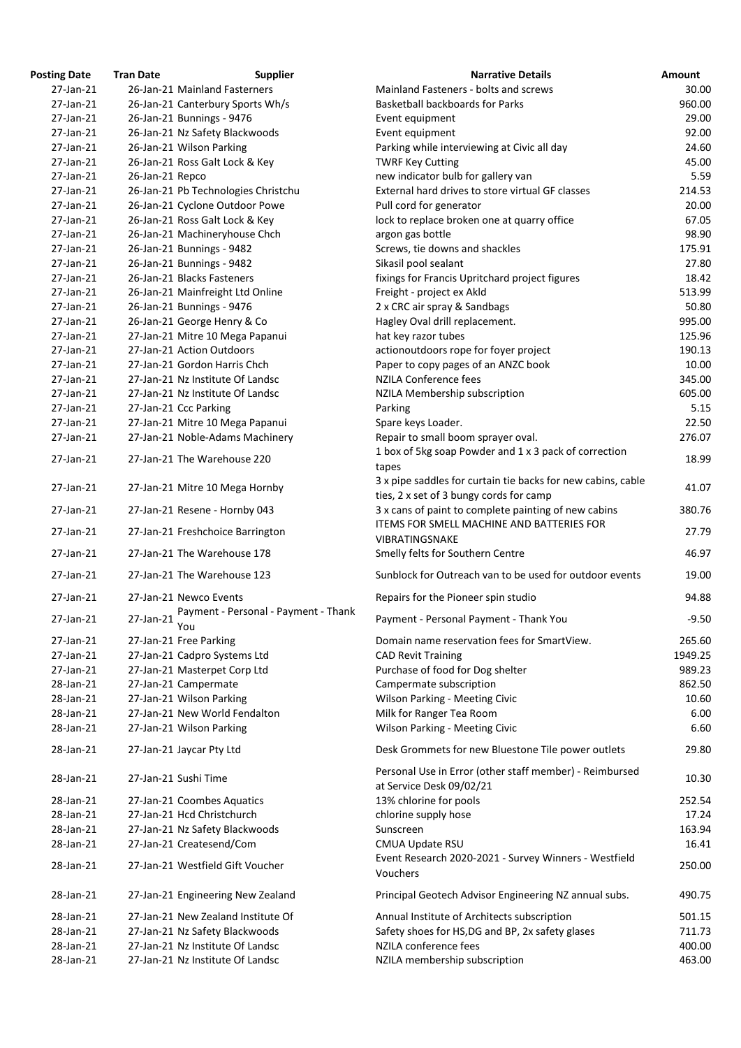| Posting Date | Tran Date | Supplier | Narrative Details | Amount |
|---|---|---|---|---|
| 27-Jan-21 | 26-Jan-21 | Mainland Fasterners | Mainland Fasteners - bolts and screws | 30.00 |
| 27-Jan-21 | 26-Jan-21 | Canterbury Sports Wh/s | Basketball backboards for Parks | 960.00 |
| 27-Jan-21 | 26-Jan-21 | Bunnings - 9476 | Event equipment | 29.00 |
| 27-Jan-21 | 26-Jan-21 | Nz Safety Blackwoods | Event equipment | 92.00 |
| 27-Jan-21 | 26-Jan-21 | Wilson Parking | Parking while interviewing at Civic all day | 24.60 |
| 27-Jan-21 | 26-Jan-21 | Ross Galt Lock & Key | TWRF Key Cutting | 45.00 |
| 27-Jan-21 | 26-Jan-21 | Repco | new indicator bulb for gallery van | 5.59 |
| 27-Jan-21 | 26-Jan-21 | Pb Technologies Christchu | External hard drives to store virtual GF classes | 214.53 |
| 27-Jan-21 | 26-Jan-21 | Cyclone Outdoor Powe | Pull cord for generator | 20.00 |
| 27-Jan-21 | 26-Jan-21 | Ross Galt Lock & Key | lock to replace broken one at quarry office | 67.05 |
| 27-Jan-21 | 26-Jan-21 | Machineryhouse Chch | argon gas bottle | 98.90 |
| 27-Jan-21 | 26-Jan-21 | Bunnings - 9482 | Screws, tie downs and shackles | 175.91 |
| 27-Jan-21 | 26-Jan-21 | Bunnings - 9482 | Sikasil pool sealant | 27.80 |
| 27-Jan-21 | 26-Jan-21 | Blacks Fasteners | fixings for Francis Upritchard project figures | 18.42 |
| 27-Jan-21 | 26-Jan-21 | Mainfreight Ltd Online | Freight - project ex Akld | 513.99 |
| 27-Jan-21 | 26-Jan-21 | Bunnings - 9476 | 2 x CRC air spray & Sandbags | 50.80 |
| 27-Jan-21 | 26-Jan-21 | George Henry & Co | Hagley Oval drill replacement. | 995.00 |
| 27-Jan-21 | 27-Jan-21 | Mitre 10 Mega Papanui | hat key razor tubes | 125.96 |
| 27-Jan-21 | 27-Jan-21 | Action Outdoors | actionoutdoors rope for foyer project | 190.13 |
| 27-Jan-21 | 27-Jan-21 | Gordon Harris Chch | Paper to copy pages of an ANZC book | 10.00 |
| 27-Jan-21 | 27-Jan-21 | Nz Institute Of Landsc | NZILA Conference fees | 345.00 |
| 27-Jan-21 | 27-Jan-21 | Nz Institute Of Landsc | NZILA Membership subscription | 605.00 |
| 27-Jan-21 | 27-Jan-21 | Ccc Parking | Parking | 5.15 |
| 27-Jan-21 | 27-Jan-21 | Mitre 10 Mega Papanui | Spare keys Loader. | 22.50 |
| 27-Jan-21 | 27-Jan-21 | Noble-Adams Machinery | Repair to small boom sprayer oval. | 276.07 |
| 27-Jan-21 | 27-Jan-21 | The Warehouse 220 | 1 box of 5kg soap Powder and 1 x 3 pack of correction tapes | 18.99 |
| 27-Jan-21 | 27-Jan-21 | Mitre 10 Mega Hornby | 3 x pipe saddles for curtain tie backs for new cabins, cable ties, 2 x set of 3 bungy cords for camp | 41.07 |
| 27-Jan-21 | 27-Jan-21 | Resene - Hornby 043 | 3 x cans of paint to complete painting of new cabins | 380.76 |
| 27-Jan-21 | 27-Jan-21 | Freshchoice Barrington | ITEMS FOR SMELL MACHINE AND BATTERIES FOR VIBRATINGSNAKE | 27.79 |
| 27-Jan-21 | 27-Jan-21 | The Warehouse 178 | Smelly felts for Southern Centre | 46.97 |
| 27-Jan-21 | 27-Jan-21 | The Warehouse 123 | Sunblock for Outreach van to be used for outdoor events | 19.00 |
| 27-Jan-21 | 27-Jan-21 | Newco Events | Repairs for the Pioneer spin studio | 94.88 |
| 27-Jan-21 | 27-Jan-21 | Payment - Personal - Payment - Thank You | Payment - Personal Payment - Thank You | -9.50 |
| 27-Jan-21 | 27-Jan-21 | Free Parking | Domain name reservation fees for SmartView. | 265.60 |
| 27-Jan-21 | 27-Jan-21 | Cadpro Systems Ltd | CAD Revit Training | 1949.25 |
| 27-Jan-21 | 27-Jan-21 | Masterpet Corp Ltd | Purchase of food for Dog shelter | 989.23 |
| 28-Jan-21 | 27-Jan-21 | Campermate | Campermate subscription | 862.50 |
| 28-Jan-21 | 27-Jan-21 | Wilson Parking | Wilson Parking - Meeting Civic | 10.60 |
| 28-Jan-21 | 27-Jan-21 | New World Fendalton | Milk for Ranger Tea Room | 6.00 |
| 28-Jan-21 | 27-Jan-21 | Wilson Parking | Wilson Parking - Meeting Civic | 6.60 |
| 28-Jan-21 | 27-Jan-21 | Jaycar Pty Ltd | Desk Grommets for new Bluestone Tile power outlets | 29.80 |
| 28-Jan-21 | 27-Jan-21 | Sushi Time | Personal Use in Error (other staff member) - Reimbursed at Service Desk 09/02/21 | 10.30 |
| 28-Jan-21 | 27-Jan-21 | Coombes Aquatics | 13% chlorine for pools | 252.54 |
| 28-Jan-21 | 27-Jan-21 | Hcd Christchurch | chlorine supply hose | 17.24 |
| 28-Jan-21 | 27-Jan-21 | Nz Safety Blackwoods | Sunscreen | 163.94 |
| 28-Jan-21 | 27-Jan-21 | Createsend/Com | CMUA Update RSU | 16.41 |
| 28-Jan-21 | 27-Jan-21 | Westfield Gift Voucher | Event Research 2020-2021 - Survey Winners - Westfield Vouchers | 250.00 |
| 28-Jan-21 | 27-Jan-21 | Engineering New Zealand | Principal Geotech Advisor Engineering NZ annual subs. | 490.75 |
| 28-Jan-21 | 27-Jan-21 | New Zealand Institute Of | Annual Institute of Architects subscription | 501.15 |
| 28-Jan-21 | 27-Jan-21 | Nz Safety Blackwoods | Safety shoes for HS,DG and BP, 2x safety glases | 711.73 |
| 28-Jan-21 | 27-Jan-21 | Nz Institute Of Landsc | NZILA conference fees | 400.00 |
| 28-Jan-21 | 27-Jan-21 | Nz Institute Of Landsc | NZILA membership subscription | 463.00 |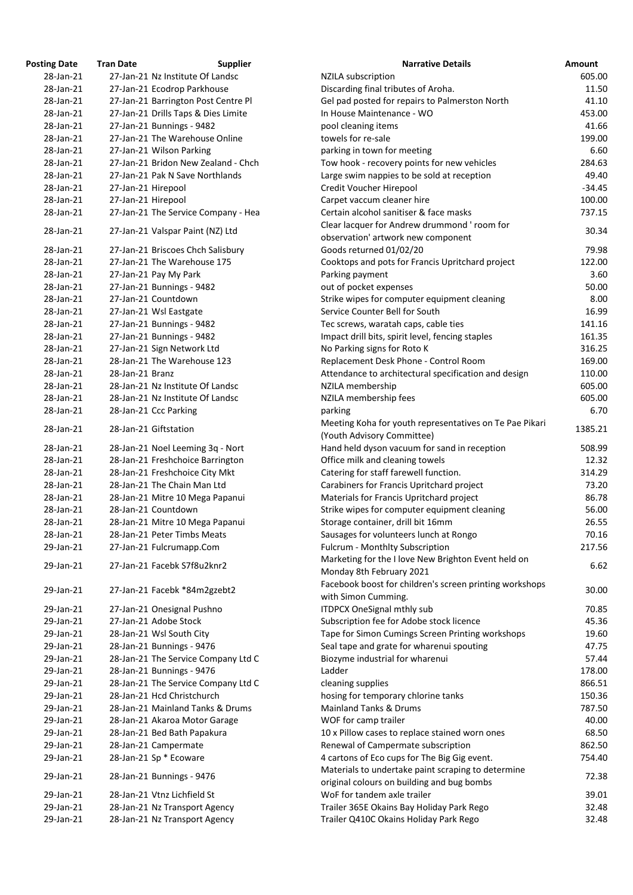| Posting Date | Tran Date | Supplier | Narrative Details | Amount |
|---|---|---|---|---|
| 28-Jan-21 | 27-Jan-21 | Nz Institute Of Landsc | NZILA subscription | 605.00 |
| 28-Jan-21 | 27-Jan-21 | Ecodrop Parkhouse | Discarding final tributes of Aroha. | 11.50 |
| 28-Jan-21 | 27-Jan-21 | Barrington Post Centre Pl | Gel pad posted for repairs to Palmerston North | 41.10 |
| 28-Jan-21 | 27-Jan-21 | Drills Taps & Dies Limite | In House Maintenance - WO | 453.00 |
| 28-Jan-21 | 27-Jan-21 | Bunnings - 9482 | pool cleaning items | 41.66 |
| 28-Jan-21 | 27-Jan-21 | The Warehouse Online | towels for re-sale | 199.00 |
| 28-Jan-21 | 27-Jan-21 | Wilson Parking | parking in town for meeting | 6.60 |
| 28-Jan-21 | 27-Jan-21 | Bridon New Zealand - Chch | Tow hook - recovery points for new vehicles | 284.63 |
| 28-Jan-21 | 27-Jan-21 | Pak N Save Northlands | Large swim nappies to be sold at reception | 49.40 |
| 28-Jan-21 | 27-Jan-21 | Hirepool | Credit Voucher Hirepool | -34.45 |
| 28-Jan-21 | 27-Jan-21 | Hirepool | Carpet vaccum cleaner hire | 100.00 |
| 28-Jan-21 | 27-Jan-21 | The Service Company - Hea | Certain alcohol sanitiser & face masks | 737.15 |
| 28-Jan-21 | 27-Jan-21 | Valspar Paint (NZ) Ltd | Clear lacquer for Andrew drummond ' room for observation' artwork new component | 30.34 |
| 28-Jan-21 | 27-Jan-21 | Briscoes Chch Salisbury | Goods returned 01/02/20 | 79.98 |
| 28-Jan-21 | 27-Jan-21 | The Warehouse 175 | Cooktops and pots for Francis Upritchard project | 122.00 |
| 28-Jan-21 | 27-Jan-21 | Pay My Park | Parking payment | 3.60 |
| 28-Jan-21 | 27-Jan-21 | Bunnings - 9482 | out of pocket expenses | 50.00 |
| 28-Jan-21 | 27-Jan-21 | Countdown | Strike wipes for computer equipment cleaning | 8.00 |
| 28-Jan-21 | 27-Jan-21 | Wsl Eastgate | Service Counter Bell for South | 16.99 |
| 28-Jan-21 | 27-Jan-21 | Bunnings - 9482 | Tec screws, waratah caps, cable ties | 141.16 |
| 28-Jan-21 | 27-Jan-21 | Bunnings - 9482 | Impact drill bits, spirit level, fencing staples | 161.35 |
| 28-Jan-21 | 27-Jan-21 | Sign Network Ltd | No Parking signs for Roto K | 316.25 |
| 28-Jan-21 | 28-Jan-21 | The Warehouse 123 | Replacement Desk Phone - Control Room | 169.00 |
| 28-Jan-21 | 28-Jan-21 | Branz | Attendance to architectural specification and design | 110.00 |
| 28-Jan-21 | 28-Jan-21 | Nz Institute Of Landsc | NZILA membership | 605.00 |
| 28-Jan-21 | 28-Jan-21 | Nz Institute Of Landsc | NZILA membership fees | 605.00 |
| 28-Jan-21 | 28-Jan-21 | Ccc Parking | parking | 6.70 |
| 28-Jan-21 | 28-Jan-21 | Giftstation | Meeting Koha for youth representatives on Te Pae Pikari (Youth Advisory Committee) | 1385.21 |
| 28-Jan-21 | 28-Jan-21 | Noel Leeming 3q - Nort | Hand held dyson vacuum for sand in reception | 508.99 |
| 28-Jan-21 | 28-Jan-21 | Freshchoice Barrington | Office milk and cleaning towels | 12.32 |
| 28-Jan-21 | 28-Jan-21 | Freshchoice City Mkt | Catering for staff farewell function. | 314.29 |
| 28-Jan-21 | 28-Jan-21 | The Chain Man Ltd | Carabiners for Francis Upritchard project | 73.20 |
| 28-Jan-21 | 28-Jan-21 | Mitre 10 Mega Papanui | Materials for Francis Upritchard project | 86.78 |
| 28-Jan-21 | 28-Jan-21 | Countdown | Strike wipes for computer equipment cleaning | 56.00 |
| 28-Jan-21 | 28-Jan-21 | Mitre 10 Mega Papanui | Storage container, drill bit 16mm | 26.55 |
| 28-Jan-21 | 28-Jan-21 | Peter Timbs Meats | Sausages for volunteers lunch at Rongo | 70.16 |
| 29-Jan-21 | 27-Jan-21 | Fulcrumapp.Com | Fulcrum - Monthlty Subscription | 217.56 |
| 29-Jan-21 | 27-Jan-21 | Facebk S7f8u2knr2 | Marketing for the I love New Brighton Event held on Monday 8th February 2021 | 6.62 |
| 29-Jan-21 | 27-Jan-21 | Facebk *84m2gzebt2 | Facebook boost for children's screen printing workshops with Simon Cumming. | 30.00 |
| 29-Jan-21 | 27-Jan-21 | Onesignal Pushno | ITDPCX OneSignal mthly sub | 70.85 |
| 29-Jan-21 | 27-Jan-21 | Adobe Stock | Subscription fee for Adobe stock licence | 45.36 |
| 29-Jan-21 | 28-Jan-21 | Wsl South City | Tape for Simon Cumings Screen Printing workshops | 19.60 |
| 29-Jan-21 | 28-Jan-21 | Bunnings - 9476 | Seal tape and grate for wharenui spouting | 47.75 |
| 29-Jan-21 | 28-Jan-21 | The Service Company Ltd C | Biozyme industrial for wharenui | 57.44 |
| 29-Jan-21 | 28-Jan-21 | Bunnings - 9476 | Ladder | 178.00 |
| 29-Jan-21 | 28-Jan-21 | The Service Company Ltd C | cleaning supplies | 866.51 |
| 29-Jan-21 | 28-Jan-21 | Hcd Christchurch | hosing for temporary chlorine tanks | 150.36 |
| 29-Jan-21 | 28-Jan-21 | Mainland Tanks & Drums | Mainland Tanks & Drums | 787.50 |
| 29-Jan-21 | 28-Jan-21 | Akaroa Motor Garage | WOF for camp trailer | 40.00 |
| 29-Jan-21 | 28-Jan-21 | Bed Bath Papakura | 10 x Pillow cases to replace stained worn ones | 68.50 |
| 29-Jan-21 | 28-Jan-21 | Campermate | Renewal of Campermate subscription | 862.50 |
| 29-Jan-21 | 28-Jan-21 | Sp * Ecoware | 4 cartons of Eco cups for The Big Gig event. | 754.40 |
| 29-Jan-21 | 28-Jan-21 | Bunnings - 9476 | Materials to undertake paint scraping to determine original colours on building and bug bombs | 72.38 |
| 29-Jan-21 | 28-Jan-21 | Vtnz Lichfield St | WoF for tandem axle trailer | 39.01 |
| 29-Jan-21 | 28-Jan-21 | Nz Transport Agency | Trailer 365E Okains Bay Holiday Park Rego | 32.48 |
| 29-Jan-21 | 28-Jan-21 | Nz Transport Agency | Trailer Q410C Okains Holiday Park Rego | 32.48 |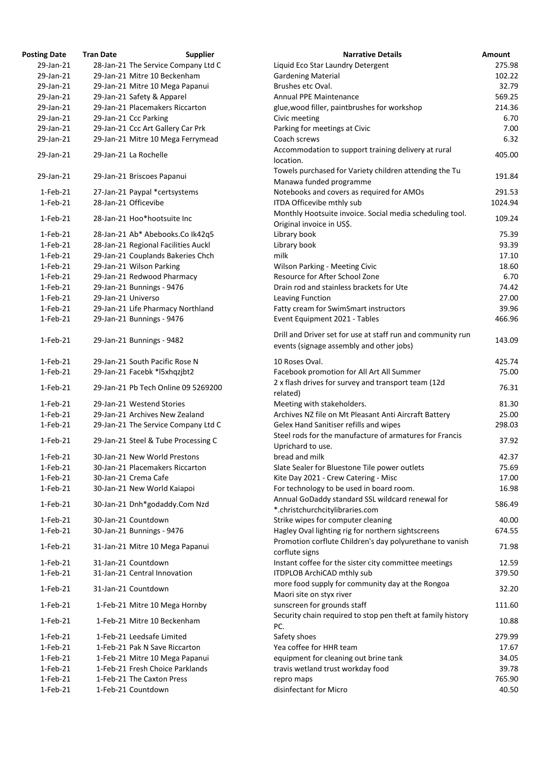| Posting Date | Tran Date | Supplier | Narrative Details | Amount |
|---|---|---|---|---|
| 29-Jan-21 | 28-Jan-21 | The Service Company Ltd C | Liquid Eco Star Laundry Detergent | 275.98 |
| 29-Jan-21 | 29-Jan-21 | Mitre 10 Beckenham | Gardening Material | 102.22 |
| 29-Jan-21 | 29-Jan-21 | Mitre 10 Mega Papanui | Brushes etc Oval. | 32.79 |
| 29-Jan-21 | 29-Jan-21 | Safety & Apparel | Annual PPE Maintenance | 569.25 |
| 29-Jan-21 | 29-Jan-21 | Placemakers Riccarton | glue,wood filler, paintbrushes for workshop | 214.36 |
| 29-Jan-21 | 29-Jan-21 | Ccc Parking | Civic meeting | 6.70 |
| 29-Jan-21 | 29-Jan-21 | Ccc Art Gallery Car Prk | Parking for meetings at Civic | 7.00 |
| 29-Jan-21 | 29-Jan-21 | Mitre 10 Mega Ferrymead | Coach screws | 6.32 |
| 29-Jan-21 | 29-Jan-21 | La Rochelle | Accommodation to support training delivery at rural location. | 405.00 |
| 29-Jan-21 | 29-Jan-21 | Briscoes Papanui | Towels purchased for Variety children attending the Tu Manawa funded programme | 191.84 |
| 1-Feb-21 | 27-Jan-21 | Paypal *certsystems | Notebooks and covers as required for AMOs | 291.53 |
| 1-Feb-21 | 28-Jan-21 | Officevibe | ITDA Officevibe mthly sub | 1024.94 |
| 1-Feb-21 | 28-Jan-21 | Hoo*hootsuite Inc | Monthly Hootsuite invoice. Social media scheduling tool. Original invoice in US$. | 109.24 |
| 1-Feb-21 | 28-Jan-21 | Ab* Abebooks.Co Ik42q5 | Library book | 75.39 |
| 1-Feb-21 | 28-Jan-21 | Regional Facilities Auckl | Library book | 93.39 |
| 1-Feb-21 | 29-Jan-21 | Couplands Bakeries Chch | milk | 17.10 |
| 1-Feb-21 | 29-Jan-21 | Wilson Parking | Wilson Parking - Meeting Civic | 18.60 |
| 1-Feb-21 | 29-Jan-21 | Redwood Pharmacy | Resource for After School Zone | 6.70 |
| 1-Feb-21 | 29-Jan-21 | Bunnings - 9476 | Drain rod and stainless brackets for Ute | 74.42 |
| 1-Feb-21 | 29-Jan-21 | Universo | Leaving Function | 27.00 |
| 1-Feb-21 | 29-Jan-21 | Life Pharmacy Northland | Fatty cream for SwimSmart instructors | 39.96 |
| 1-Feb-21 | 29-Jan-21 | Bunnings - 9476 | Event Equipment 2021 - Tables | 466.96 |
| 1-Feb-21 | 29-Jan-21 | Bunnings - 9482 | Drill and Driver set for use at staff run and community run events (signage assembly and other jobs) | 143.09 |
| 1-Feb-21 | 29-Jan-21 | South Pacific Rose N | 10 Roses Oval. | 425.74 |
| 1-Feb-21 | 29-Jan-21 | Facebk *l5xhqzjbt2 | Facebook promotion for All Art All Summer | 75.00 |
| 1-Feb-21 | 29-Jan-21 | Pb Tech Online 09 5269200 | 2 x flash drives for survey and transport team (12d related) | 76.31 |
| 1-Feb-21 | 29-Jan-21 | Westend Stories | Meeting with stakeholders. | 81.30 |
| 1-Feb-21 | 29-Jan-21 | Archives New Zealand | Archives NZ file on Mt Pleasant Anti Aircraft Battery | 25.00 |
| 1-Feb-21 | 29-Jan-21 | The Service Company Ltd C | Gelex Hand Sanitiser refills and wipes | 298.03 |
| 1-Feb-21 | 29-Jan-21 | Steel & Tube Processing C | Steel rods for the manufacture of armatures for Francis Uprichard to use. | 37.92 |
| 1-Feb-21 | 30-Jan-21 | New World Prestons | bread and milk | 42.37 |
| 1-Feb-21 | 30-Jan-21 | Placemakers Riccarton | Slate Sealer for Bluestone Tile power outlets | 75.69 |
| 1-Feb-21 | 30-Jan-21 | Crema Cafe | Kite Day 2021 - Crew Catering - Misc | 17.00 |
| 1-Feb-21 | 30-Jan-21 | New World Kaiapoi | For technology to be used in board room. | 16.98 |
| 1-Feb-21 | 30-Jan-21 | Dnh*godaddy.Com Nzd | Annual GoDaddy standard SSL wildcard renewal for *.christchurchcitylibraries.com | 586.49 |
| 1-Feb-21 | 30-Jan-21 | Countdown | Strike wipes for computer cleaning | 40.00 |
| 1-Feb-21 | 30-Jan-21 | Bunnings - 9476 | Hagley Oval lighting rig for northern sightscreens | 674.55 |
| 1-Feb-21 | 31-Jan-21 | Mitre 10 Mega Papanui | Promotion corflute Children's day polyurethane to vanish corflute signs | 71.98 |
| 1-Feb-21 | 31-Jan-21 | Countdown | Instant coffee for the sister city committee meetings | 12.59 |
| 1-Feb-21 | 31-Jan-21 | Central Innovation | ITDPLOB ArchiCAD mthly sub | 379.50 |
| 1-Feb-21 | 31-Jan-21 | Countdown | more food supply for community day at the Rongoa Maori site on styx river | 32.20 |
| 1-Feb-21 | 1-Feb-21 | Mitre 10 Mega Hornby | sunscreen for grounds staff | 111.60 |
| 1-Feb-21 | 1-Feb-21 | Mitre 10 Beckenham | Security chain required to stop pen theft at family history PC. | 10.88 |
| 1-Feb-21 | 1-Feb-21 | Leedsafe Limited | Safety shoes | 279.99 |
| 1-Feb-21 | 1-Feb-21 | Pak N Save Riccarton | Yea coffee for HHR team | 17.67 |
| 1-Feb-21 | 1-Feb-21 | Mitre 10 Mega Papanui | equipment for cleaning out brine tank | 34.05 |
| 1-Feb-21 | 1-Feb-21 | Fresh Choice Parklands | travis wetland trust workday food | 39.78 |
| 1-Feb-21 | 1-Feb-21 | The Caxton Press | repro maps | 765.90 |
| 1-Feb-21 | 1-Feb-21 | Countdown | disinfectant for Micro | 40.50 |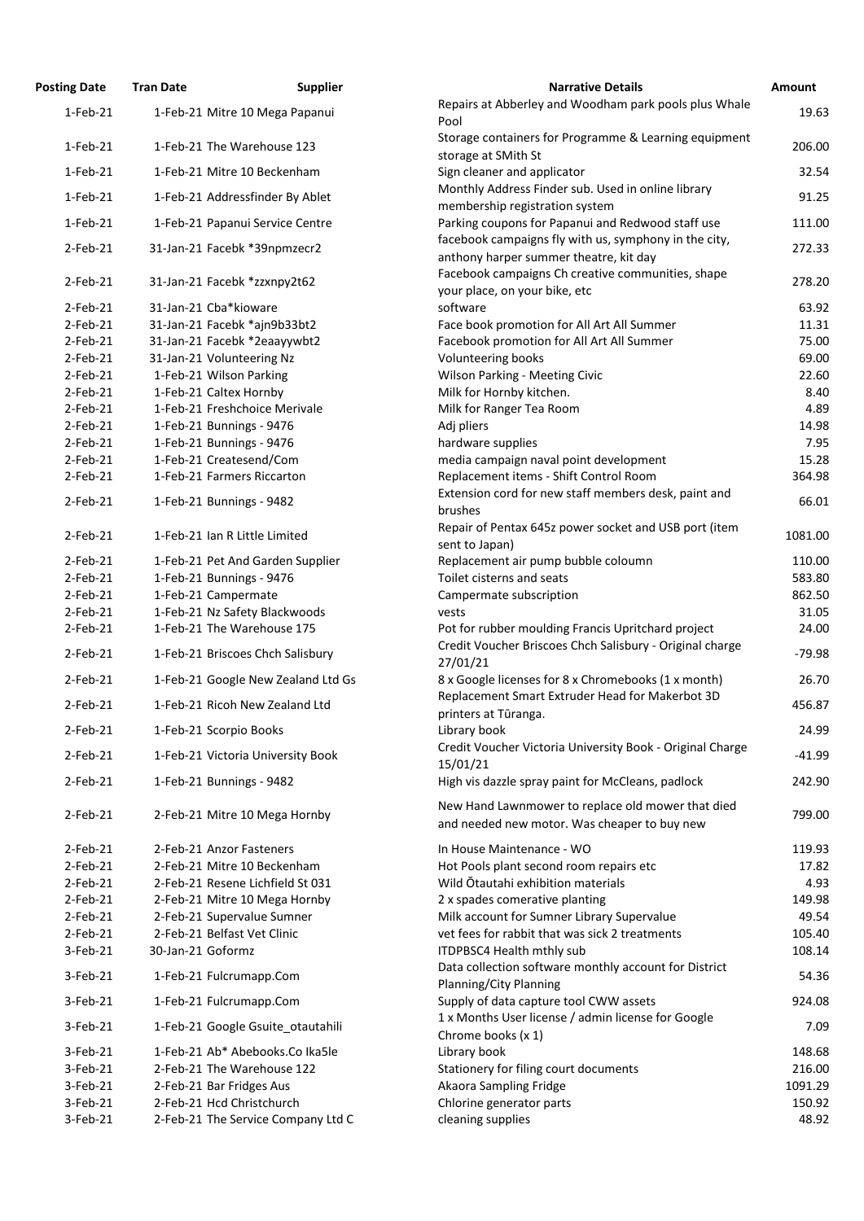| Posting Date | Tran Date | Supplier | Narrative Details | Amount |
|---|---|---|---|---|
| 1-Feb-21 | 1-Feb-21 | Mitre 10 Mega Papanui | Repairs at Abberley and Woodham park pools plus Whale Pool | 19.63 |
| 1-Feb-21 | 1-Feb-21 | The Warehouse 123 | Storage containers for Programme & Learning equipment storage at SMith St | 206.00 |
| 1-Feb-21 | 1-Feb-21 | Mitre 10 Beckenham | Sign cleaner and applicator | 32.54 |
| 1-Feb-21 | 1-Feb-21 | Addressfinder By Ablet | Monthly Address Finder sub. Used in online library membership registration system | 91.25 |
| 1-Feb-21 | 1-Feb-21 | Papanui Service Centre | Parking coupons for Papanui and Redwood staff use | 111.00 |
| 2-Feb-21 | 31-Jan-21 | Facebk *39npmzecr2 | facebook campaigns fly with us, symphony in the city, anthony harper summer theatre, kit day | 272.33 |
| 2-Feb-21 | 31-Jan-21 | Facebk *zzxnpy2t62 | Facebook campaigns Ch creative communities, shape your place, on your bike, etc | 278.20 |
| 2-Feb-21 | 31-Jan-21 | Cba*kioware | software | 63.92 |
| 2-Feb-21 | 31-Jan-21 | Facebk *ajn9b33bt2 | Face book promotion for All Art All Summer | 11.31 |
| 2-Feb-21 | 31-Jan-21 | Facebk *2eaayywbt2 | Facebook promotion for All Art All Summer | 75.00 |
| 2-Feb-21 | 31-Jan-21 | Volunteering Nz | Volunteering books | 69.00 |
| 2-Feb-21 | 1-Feb-21 | Wilson Parking | Wilson Parking - Meeting Civic | 22.60 |
| 2-Feb-21 | 1-Feb-21 | Caltex Hornby | Milk for Hornby kitchen. | 8.40 |
| 2-Feb-21 | 1-Feb-21 | Freshchoice Merivale | Milk for Ranger Tea Room | 4.89 |
| 2-Feb-21 | 1-Feb-21 | Bunnings - 9476 | Adj pliers | 14.98 |
| 2-Feb-21 | 1-Feb-21 | Bunnings - 9476 | hardware supplies | 7.95 |
| 2-Feb-21 | 1-Feb-21 | Createsend/Com | media campaign naval point development | 15.28 |
| 2-Feb-21 | 1-Feb-21 | Farmers Riccarton | Replacement items - Shift Control Room | 364.98 |
| 2-Feb-21 | 1-Feb-21 | Bunnings - 9482 | Extension cord for new staff members desk, paint and brushes | 66.01 |
| 2-Feb-21 | 1-Feb-21 | Ian R Little Limited | Repair of Pentax 645z power socket and USB port (item sent to Japan) | 1081.00 |
| 2-Feb-21 | 1-Feb-21 | Pet And Garden Supplier | Replacement air pump bubble coloumn | 110.00 |
| 2-Feb-21 | 1-Feb-21 | Bunnings - 9476 | Toilet cisterns and seats | 583.80 |
| 2-Feb-21 | 1-Feb-21 | Campermate | Campermate subscription | 862.50 |
| 2-Feb-21 | 1-Feb-21 | Nz Safety Blackwoods | vests | 31.05 |
| 2-Feb-21 | 1-Feb-21 | The Warehouse 175 | Pot for rubber moulding Francis Upritchard project | 24.00 |
| 2-Feb-21 | 1-Feb-21 | Briscoes Chch Salisbury | Credit Voucher Briscoes Chch Salisbury - Original charge 27/01/21 | -79.98 |
| 2-Feb-21 | 1-Feb-21 | Google New Zealand Ltd Gs | 8 x Google licenses for 8 x Chromebooks (1 x month) | 26.70 |
| 2-Feb-21 | 1-Feb-21 | Ricoh New Zealand Ltd | Replacement Smart Extruder Head for Makerbot 3D printers at Tūranga. | 456.87 |
| 2-Feb-21 | 1-Feb-21 | Scorpio Books | Library book | 24.99 |
| 2-Feb-21 | 1-Feb-21 | Victoria University Book | Credit Voucher Victoria University Book - Original Charge 15/01/21 | -41.99 |
| 2-Feb-21 | 1-Feb-21 | Bunnings - 9482 | High vis dazzle spray paint for McCleans, padlock | 242.90 |
| 2-Feb-21 | 2-Feb-21 | Mitre 10 Mega Hornby | New Hand Lawnmower to replace old mower that died and needed new motor. Was cheaper to buy new | 799.00 |
| 2-Feb-21 | 2-Feb-21 | Anzor Fasteners | In House Maintenance - WO | 119.93 |
| 2-Feb-21 | 2-Feb-21 | Mitre 10 Beckenham | Hot Pools plant second room repairs etc | 17.82 |
| 2-Feb-21 | 2-Feb-21 | Resene Lichfield St 031 | Wild Ōtautahi exhibition materials | 4.93 |
| 2-Feb-21 | 2-Feb-21 | Mitre 10 Mega Hornby | 2 x spades comerative planting | 149.98 |
| 2-Feb-21 | 2-Feb-21 | Supervalue Sumner | Milk account for Sumner Library Supervalue | 49.54 |
| 2-Feb-21 | 2-Feb-21 | Belfast Vet Clinic | vet fees for rabbit that was sick 2 treatments | 105.40 |
| 3-Feb-21 | 30-Jan-21 | Goformz | ITDPBSC4 Health mthly sub | 108.14 |
| 3-Feb-21 | 1-Feb-21 | Fulcrumapp.Com | Data collection software monthly account for District Planning/City Planning | 54.36 |
| 3-Feb-21 | 1-Feb-21 | Fulcrumapp.Com | Supply of data capture tool CWW assets | 924.08 |
| 3-Feb-21 | 1-Feb-21 | Google Gsuite_otautahili | 1 x Months User license / admin license for Google Chrome books (x 1) | 7.09 |
| 3-Feb-21 | 1-Feb-21 | Ab* Abebooks.Co Ika5le | Library book | 148.68 |
| 3-Feb-21 | 2-Feb-21 | The Warehouse 122 | Stationery for filing court documents | 216.00 |
| 3-Feb-21 | 2-Feb-21 | Bar Fridges Aus | Akaora Sampling Fridge | 1091.29 |
| 3-Feb-21 | 2-Feb-21 | Hcd Christchurch | Chlorine generator parts | 150.92 |
| 3-Feb-21 | 2-Feb-21 | The Service Company Ltd C | cleaning supplies | 48.92 |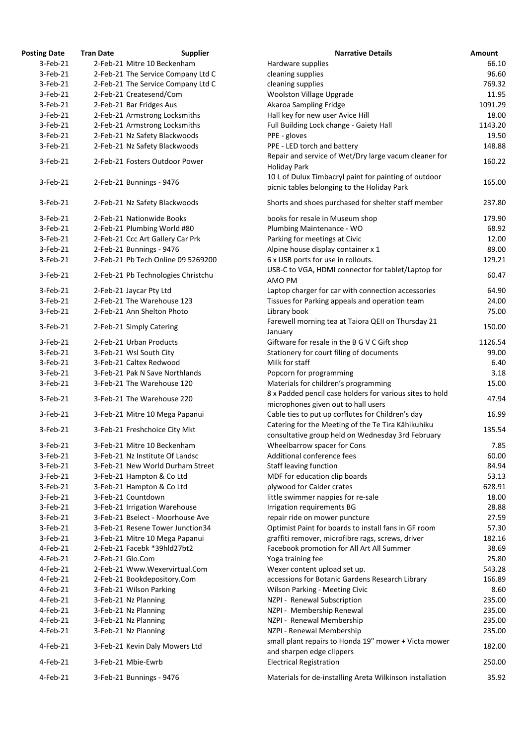| Posting Date | Tran Date | Supplier | Narrative Details | Amount |
|---|---|---|---|---|
| 3-Feb-21 | 2-Feb-21 | Mitre 10 Beckenham | Hardware supplies | 66.10 |
| 3-Feb-21 | 2-Feb-21 | The Service Company Ltd C | cleaning supplies | 96.60 |
| 3-Feb-21 | 2-Feb-21 | The Service Company Ltd C | cleaning supplies | 769.32 |
| 3-Feb-21 | 2-Feb-21 | Createsend/Com | Woolston Village Upgrade | 11.95 |
| 3-Feb-21 | 2-Feb-21 | Bar Fridges Aus | Akaroa Sampling Fridge | 1091.29 |
| 3-Feb-21 | 2-Feb-21 | Armstrong Locksmiths | Hall key for new user Avice Hill | 18.00 |
| 3-Feb-21 | 2-Feb-21 | Armstrong Locksmiths | Full Building Lock change - Gaiety Hall | 1143.20 |
| 3-Feb-21 | 2-Feb-21 | Nz Safety Blackwoods | PPE - gloves | 19.50 |
| 3-Feb-21 | 2-Feb-21 | Nz Safety Blackwoods | PPE - LED torch and battery | 148.88 |
| 3-Feb-21 | 2-Feb-21 | Fosters Outdoor Power | Repair and service of Wet/Dry large vacum cleaner for Holiday Park | 160.22 |
| 3-Feb-21 | 2-Feb-21 | Bunnings - 9476 | 10 L of Dulux Timbacryl paint for painting of outdoor picnic tables belonging to the Holiday Park | 165.00 |
| 3-Feb-21 | 2-Feb-21 | Nz Safety Blackwoods | Shorts and shoes purchased for shelter staff member | 237.80 |
| 3-Feb-21 | 2-Feb-21 | Nationwide Books | books for resale in Museum shop | 179.90 |
| 3-Feb-21 | 2-Feb-21 | Plumbing World #80 | Plumbing Maintenance - WO | 68.92 |
| 3-Feb-21 | 2-Feb-21 | Ccc Art Gallery Car Prk | Parking for meetings at Civic | 12.00 |
| 3-Feb-21 | 2-Feb-21 | Bunnings - 9476 | Alpine house display container x 1 | 89.00 |
| 3-Feb-21 | 2-Feb-21 | Pb Tech Online 09 5269200 | 6 x USB ports for use in rollouts. | 129.21 |
| 3-Feb-21 | 2-Feb-21 | Pb Technologies Christchu | USB-C to VGA, HDMI connector for tablet/Laptop for AMO PM | 60.47 |
| 3-Feb-21 | 2-Feb-21 | Jaycar Pty Ltd | Laptop charger for car with connection accessories | 64.90 |
| 3-Feb-21 | 2-Feb-21 | The Warehouse 123 | Tissues for Parking appeals and operation team | 24.00 |
| 3-Feb-21 | 2-Feb-21 | Ann Shelton Photo | Library book | 75.00 |
| 3-Feb-21 | 2-Feb-21 | Simply Catering | Farewell morning tea at Taiora QEII on Thursday 21 January | 150.00 |
| 3-Feb-21 | 2-Feb-21 | Urban Products | Giftware for resale in the B G V C Gift shop | 1126.54 |
| 3-Feb-21 | 3-Feb-21 | Wsl South City | Stationery for court filing of documents | 99.00 |
| 3-Feb-21 | 3-Feb-21 | Caltex Redwood | Milk for staff | 6.40 |
| 3-Feb-21 | 3-Feb-21 | Pak N Save Northlands | Popcorn for programming | 3.18 |
| 3-Feb-21 | 3-Feb-21 | The Warehouse 120 | Materials for children's programming | 15.00 |
| 3-Feb-21 | 3-Feb-21 | The Warehouse 220 | 8 x Padded pencil case holders for various sites to hold microphones given out to hall users | 47.94 |
| 3-Feb-21 | 3-Feb-21 | Mitre 10 Mega Papanui | Cable ties to put up corflutes for Children's day | 16.99 |
| 3-Feb-21 | 3-Feb-21 | Freshchoice City Mkt | Catering for the Meeting of the Te Tira Kāhikuhiku consultative group held on Wednesday 3rd February | 135.54 |
| 3-Feb-21 | 3-Feb-21 | Mitre 10 Beckenham | Wheelbarrow spacer for Cons | 7.85 |
| 3-Feb-21 | 3-Feb-21 | Nz Institute Of Landsc | Additional conference fees | 60.00 |
| 3-Feb-21 | 3-Feb-21 | New World Durham Street | Staff leaving function | 84.94 |
| 3-Feb-21 | 3-Feb-21 | Hampton & Co Ltd | MDF for education clip boards | 53.13 |
| 3-Feb-21 | 3-Feb-21 | Hampton & Co Ltd | plywood for Calder crates | 628.91 |
| 3-Feb-21 | 3-Feb-21 | Countdown | little swimmer nappies for re-sale | 18.00 |
| 3-Feb-21 | 3-Feb-21 | Irrigation Warehouse | Irrigation requirements BG | 28.88 |
| 3-Feb-21 | 3-Feb-21 | Bselect - Moorhouse Ave | repair ride on mower puncture | 27.59 |
| 3-Feb-21 | 3-Feb-21 | Resene Tower Junction34 | Optimist Paint for boards to install fans in GF room | 57.30 |
| 3-Feb-21 | 3-Feb-21 | Mitre 10 Mega Papanui | graffiti remover, microfibre rags, screws, driver | 182.16 |
| 4-Feb-21 | 2-Feb-21 | Facebk *39hld27bt2 | Facebook promotion for All Art All Summer | 38.69 |
| 4-Feb-21 | 2-Feb-21 | Glo.Com | Yoga training fee | 25.80 |
| 4-Feb-21 | 2-Feb-21 | Www.Wexervirtual.Com | Wexer content upload set up. | 543.28 |
| 4-Feb-21 | 2-Feb-21 | Bookdepository.Com | accessions for Botanic Gardens Research Library | 166.89 |
| 4-Feb-21 | 3-Feb-21 | Wilson Parking | Wilson Parking - Meeting Civic | 8.60 |
| 4-Feb-21 | 3-Feb-21 | Nz Planning | NZPI - Renewal Subscription | 235.00 |
| 4-Feb-21 | 3-Feb-21 | Nz Planning | NZPI - Membership Renewal | 235.00 |
| 4-Feb-21 | 3-Feb-21 | Nz Planning | NZPI - Renewal Membership | 235.00 |
| 4-Feb-21 | 3-Feb-21 | Nz Planning | NZPI - Renewal Membership | 235.00 |
| 4-Feb-21 | 3-Feb-21 | Kevin Daly Mowers Ltd | small plant repairs to Honda 19" mower + Victa mower and sharpen edge clippers | 182.00 |
| 4-Feb-21 | 3-Feb-21 | Mbie-Ewrb | Electrical Registration | 250.00 |
| 4-Feb-21 | 3-Feb-21 | Bunnings - 9476 | Materials for de-installing Areta Wilkinson installation | 35.92 |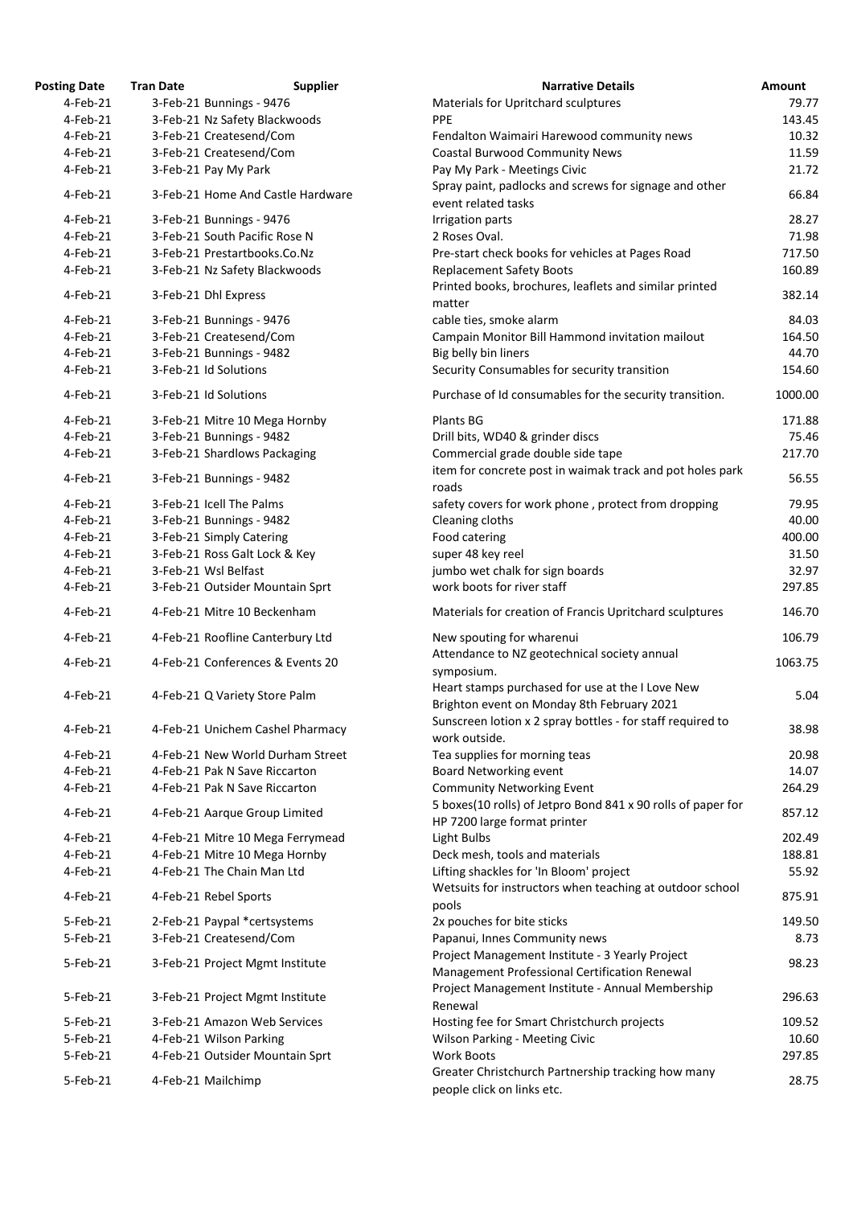| Posting Date | Tran Date | Supplier | Narrative Details | Amount |
|---|---|---|---|---|
| 4-Feb-21 | 3-Feb-21 | Bunnings - 9476 | Materials for Upritchard sculptures | 79.77 |
| 4-Feb-21 | 3-Feb-21 | Nz Safety Blackwoods | PPE | 143.45 |
| 4-Feb-21 | 3-Feb-21 | Createsend/Com | Fendalton Waimairi Harewood community news | 10.32 |
| 4-Feb-21 | 3-Feb-21 | Createsend/Com | Coastal Burwood Community News | 11.59 |
| 4-Feb-21 | 3-Feb-21 | Pay My Park | Pay My Park - Meetings Civic | 21.72 |
| 4-Feb-21 | 3-Feb-21 | Home And Castle Hardware | Spray paint, padlocks and screws for signage and other event related tasks | 66.84 |
| 4-Feb-21 | 3-Feb-21 | Bunnings - 9476 | Irrigation parts | 28.27 |
| 4-Feb-21 | 3-Feb-21 | South Pacific Rose N | 2 Roses Oval. | 71.98 |
| 4-Feb-21 | 3-Feb-21 | Prestartbooks.Co.Nz | Pre-start check books for vehicles at Pages Road | 717.50 |
| 4-Feb-21 | 3-Feb-21 | Nz Safety Blackwoods | Replacement Safety Boots | 160.89 |
| 4-Feb-21 | 3-Feb-21 | Dhl Express | Printed books, brochures, leaflets and similar printed matter | 382.14 |
| 4-Feb-21 | 3-Feb-21 | Bunnings - 9476 | cable ties, smoke alarm | 84.03 |
| 4-Feb-21 | 3-Feb-21 | Createsend/Com | Campain Monitor Bill Hammond invitation mailout | 164.50 |
| 4-Feb-21 | 3-Feb-21 | Bunnings - 9482 | Big belly bin liners | 44.70 |
| 4-Feb-21 | 3-Feb-21 | Id Solutions | Security Consumables for security transition | 154.60 |
| 4-Feb-21 | 3-Feb-21 | Id Solutions | Purchase of Id consumables for the security transition. | 1000.00 |
| 4-Feb-21 | 3-Feb-21 | Mitre 10 Mega Hornby | Plants BG | 171.88 |
| 4-Feb-21 | 3-Feb-21 | Bunnings - 9482 | Drill bits, WD40 & grinder discs | 75.46 |
| 4-Feb-21 | 3-Feb-21 | Shardlows Packaging | Commercial grade double side tape | 217.70 |
| 4-Feb-21 | 3-Feb-21 | Bunnings - 9482 | item for concrete post in waimak track and pot holes park roads | 56.55 |
| 4-Feb-21 | 3-Feb-21 | Icell The Palms | safety covers for work phone , protect from dropping | 79.95 |
| 4-Feb-21 | 3-Feb-21 | Bunnings - 9482 | Cleaning cloths | 40.00 |
| 4-Feb-21 | 3-Feb-21 | Simply Catering | Food catering | 400.00 |
| 4-Feb-21 | 3-Feb-21 | Ross Galt Lock & Key | super 48 key reel | 31.50 |
| 4-Feb-21 | 3-Feb-21 | Wsl Belfast | jumbo wet chalk for sign boards | 32.97 |
| 4-Feb-21 | 3-Feb-21 | Outsider Mountain Sprt | work boots for river staff | 297.85 |
| 4-Feb-21 | 4-Feb-21 | Mitre 10 Beckenham | Materials for creation of Francis Upritchard sculptures | 146.70 |
| 4-Feb-21 | 4-Feb-21 | Roofline Canterbury Ltd | New spouting for wharenui | 106.79 |
| 4-Feb-21 | 4-Feb-21 | Conferences & Events 20 | Attendance to NZ geotechnical society annual symposium. | 1063.75 |
| 4-Feb-21 | 4-Feb-21 | Q Variety Store Palm | Heart stamps purchased for use at the I Love New Brighton event on Monday 8th February 2021 | 5.04 |
| 4-Feb-21 | 4-Feb-21 | Unichem Cashel Pharmacy | Sunscreen lotion x 2 spray bottles - for staff required to work outside. | 38.98 |
| 4-Feb-21 | 4-Feb-21 | New World Durham Street | Tea supplies for morning teas | 20.98 |
| 4-Feb-21 | 4-Feb-21 | Pak N Save Riccarton | Board Networking event | 14.07 |
| 4-Feb-21 | 4-Feb-21 | Pak N Save Riccarton | Community Networking Event | 264.29 |
| 4-Feb-21 | 4-Feb-21 | Aarque Group Limited | 5 boxes(10 rolls) of Jetpro Bond 841 x 90 rolls of paper for HP 7200 large format printer | 857.12 |
| 4-Feb-21 | 4-Feb-21 | Mitre 10 Mega Ferrymead | Light Bulbs | 202.49 |
| 4-Feb-21 | 4-Feb-21 | Mitre 10 Mega Hornby | Deck mesh, tools and materials | 188.81 |
| 4-Feb-21 | 4-Feb-21 | The Chain Man Ltd | Lifting shackles for 'In Bloom' project | 55.92 |
| 4-Feb-21 | 4-Feb-21 | Rebel Sports | Wetsuits for instructors when teaching at outdoor school pools | 875.91 |
| 5-Feb-21 | 2-Feb-21 | Paypal *certsystems | 2x pouches for bite sticks | 149.50 |
| 5-Feb-21 | 3-Feb-21 | Createsend/Com | Papanui, Innes Community news | 8.73 |
| 5-Feb-21 | 3-Feb-21 | Project Mgmt Institute | Project Management Institute - 3 Yearly Project Management Professional Certification Renewal | 98.23 |
| 5-Feb-21 | 3-Feb-21 | Project Mgmt Institute | Project Management Institute - Annual Membership Renewal | 296.63 |
| 5-Feb-21 | 3-Feb-21 | Amazon Web Services | Hosting fee for Smart Christchurch projects | 109.52 |
| 5-Feb-21 | 4-Feb-21 | Wilson Parking | Wilson Parking - Meeting Civic | 10.60 |
| 5-Feb-21 | 4-Feb-21 | Outsider Mountain Sprt | Work Boots | 297.85 |
| 5-Feb-21 | 4-Feb-21 | Mailchimp | Greater Christchurch Partnership tracking how many people click on links etc. | 28.75 |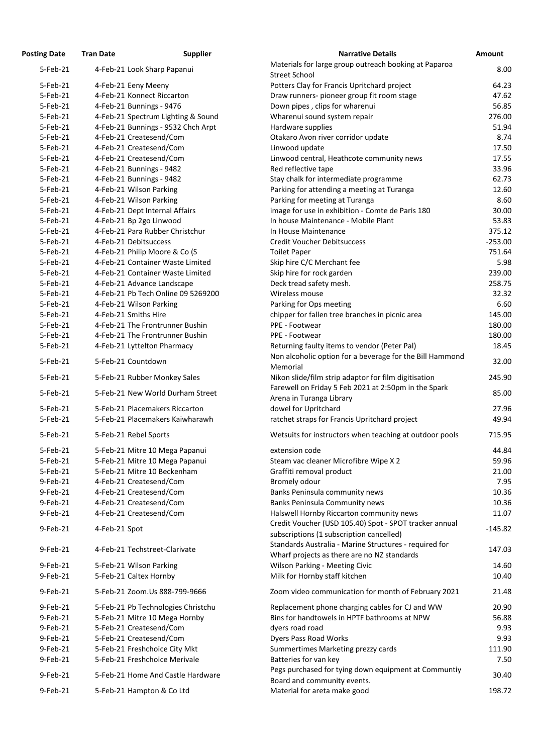| Posting Date | Tran Date | Supplier | Narrative Details | Amount |
|---|---|---|---|---|
| 5-Feb-21 | 4-Feb-21 | Look Sharp Papanui | Materials for large group outreach booking at Paparoa Street School | 8.00 |
| 5-Feb-21 | 4-Feb-21 | Eeny Meeny | Potters Clay for Francis Upritchard project | 64.23 |
| 5-Feb-21 | 4-Feb-21 | Konnect Riccarton | Draw runners- pioneer group fit room stage | 47.62 |
| 5-Feb-21 | 4-Feb-21 | Bunnings - 9476 | Down pipes , clips for wharenui | 56.85 |
| 5-Feb-21 | 4-Feb-21 | Spectrum Lighting & Sound | Wharenui sound system repair | 276.00 |
| 5-Feb-21 | 4-Feb-21 | Bunnings - 9532 Chch Arpt | Hardware supplies | 51.94 |
| 5-Feb-21 | 4-Feb-21 | Createsend/Com | Otakaro Avon river corridor update | 8.74 |
| 5-Feb-21 | 4-Feb-21 | Createsend/Com | Linwood update | 17.50 |
| 5-Feb-21 | 4-Feb-21 | Createsend/Com | Linwood central, Heathcote community news | 17.55 |
| 5-Feb-21 | 4-Feb-21 | Bunnings - 9482 | Red reflective tape | 33.96 |
| 5-Feb-21 | 4-Feb-21 | Bunnings - 9482 | Stay chalk for intermediate programme | 62.73 |
| 5-Feb-21 | 4-Feb-21 | Wilson Parking | Parking for attending a meeting at Turanga | 12.60 |
| 5-Feb-21 | 4-Feb-21 | Wilson Parking | Parking for meeting at Turanga | 8.60 |
| 5-Feb-21 | 4-Feb-21 | Dept Internal Affairs | image for use in exhibition - Comte de Paris 180 | 30.00 |
| 5-Feb-21 | 4-Feb-21 | Bp 2go Linwood | In house Maintenance - Mobile Plant | 53.83 |
| 5-Feb-21 | 4-Feb-21 | Para Rubber Christchur | In House Maintenance | 375.12 |
| 5-Feb-21 | 4-Feb-21 | Debitsuccess | Credit Voucher Debitsuccess | -253.00 |
| 5-Feb-21 | 4-Feb-21 | Philip Moore & Co (S | Toilet Paper | 751.64 |
| 5-Feb-21 | 4-Feb-21 | Container Waste Limited | Skip hire C/C Merchant fee | 5.98 |
| 5-Feb-21 | 4-Feb-21 | Container Waste Limited | Skip hire for rock garden | 239.00 |
| 5-Feb-21 | 4-Feb-21 | Advance Landscape | Deck tread safety mesh. | 258.75 |
| 5-Feb-21 | 4-Feb-21 | Pb Tech Online 09 5269200 | Wireless mouse | 32.32 |
| 5-Feb-21 | 4-Feb-21 | Wilson Parking | Parking for Ops meeting | 6.60 |
| 5-Feb-21 | 4-Feb-21 | Smiths Hire | chipper for fallen tree branches in picnic area | 145.00 |
| 5-Feb-21 | 4-Feb-21 | The Frontrunner Bushin | PPE - Footwear | 180.00 |
| 5-Feb-21 | 4-Feb-21 | The Frontrunner Bushin | PPE - Footwear | 180.00 |
| 5-Feb-21 | 4-Feb-21 | Lyttelton Pharmacy | Returning faulty items to vendor (Peter Pal) | 18.45 |
| 5-Feb-21 | 5-Feb-21 | Countdown | Non alcoholic option for a beverage for the Bill Hammond Memorial | 32.00 |
| 5-Feb-21 | 5-Feb-21 | Rubber Monkey Sales | Nikon slide/film strip adaptor for film digitisation | 245.90 |
| 5-Feb-21 | 5-Feb-21 | New World Durham Street | Farewell on Friday 5 Feb 2021 at 2:50pm in the Spark Arena in Turanga Library | 85.00 |
| 5-Feb-21 | 5-Feb-21 | Placemakers Riccarton | dowel for Upritchard | 27.96 |
| 5-Feb-21 | 5-Feb-21 | Placemakers Kaiwharawh | ratchet straps for Francis Upritchard project | 49.94 |
| 5-Feb-21 | 5-Feb-21 | Rebel Sports | Wetsuits for instructors when teaching at outdoor pools | 715.95 |
| 5-Feb-21 | 5-Feb-21 | Mitre 10 Mega Papanui | extension code | 44.84 |
| 5-Feb-21 | 5-Feb-21 | Mitre 10 Mega Papanui | Steam vac cleaner Microfibre Wipe X 2 | 59.96 |
| 5-Feb-21 | 5-Feb-21 | Mitre 10 Beckenham | Graffiti removal product | 21.00 |
| 9-Feb-21 | 4-Feb-21 | Createsend/Com | Bromely odour | 7.95 |
| 9-Feb-21 | 4-Feb-21 | Createsend/Com | Banks Peninsula community news | 10.36 |
| 9-Feb-21 | 4-Feb-21 | Createsend/Com | Banks Peninsula Community news | 10.36 |
| 9-Feb-21 | 4-Feb-21 | Createsend/Com | Halswell Hornby Riccarton community news | 11.07 |
| 9-Feb-21 | 4-Feb-21 | Spot | Credit Voucher (USD 105.40) Spot - SPOT tracker annual subscriptions (1 subscription cancelled) | -145.82 |
| 9-Feb-21 | 4-Feb-21 | Techstreet-Clarivate | Standards Australia - Marine Structures - required for Wharf projects as there are no NZ standards | 147.03 |
| 9-Feb-21 | 5-Feb-21 | Wilson Parking | Wilson Parking - Meeting Civic | 14.60 |
| 9-Feb-21 | 5-Feb-21 | Caltex Hornby | Milk for Hornby staff kitchen | 10.40 |
| 9-Feb-21 | 5-Feb-21 | Zoom.Us 888-799-9666 | Zoom video communication for month of February 2021 | 21.48 |
| 9-Feb-21 | 5-Feb-21 | Pb Technologies Christchu | Replacement phone charging cables for CJ and WW | 20.90 |
| 9-Feb-21 | 5-Feb-21 | Mitre 10 Mega Hornby | Bins for handtowels in HPTF bathrooms at NPW | 56.88 |
| 9-Feb-21 | 5-Feb-21 | Createsend/Com | dyers road road | 9.93 |
| 9-Feb-21 | 5-Feb-21 | Createsend/Com | Dyers Pass Road Works | 9.93 |
| 9-Feb-21 | 5-Feb-21 | Freshchoice City Mkt | Summertimes Marketing prezzy cards | 111.90 |
| 9-Feb-21 | 5-Feb-21 | Freshchoice Merivale | Batteries for van key | 7.50 |
| 9-Feb-21 | 5-Feb-21 | Home And Castle Hardware | Pegs purchased for tying down equipment at Communtiy Board and community events. | 30.40 |
| 9-Feb-21 | 5-Feb-21 | Hampton & Co Ltd | Material for areta make good | 198.72 |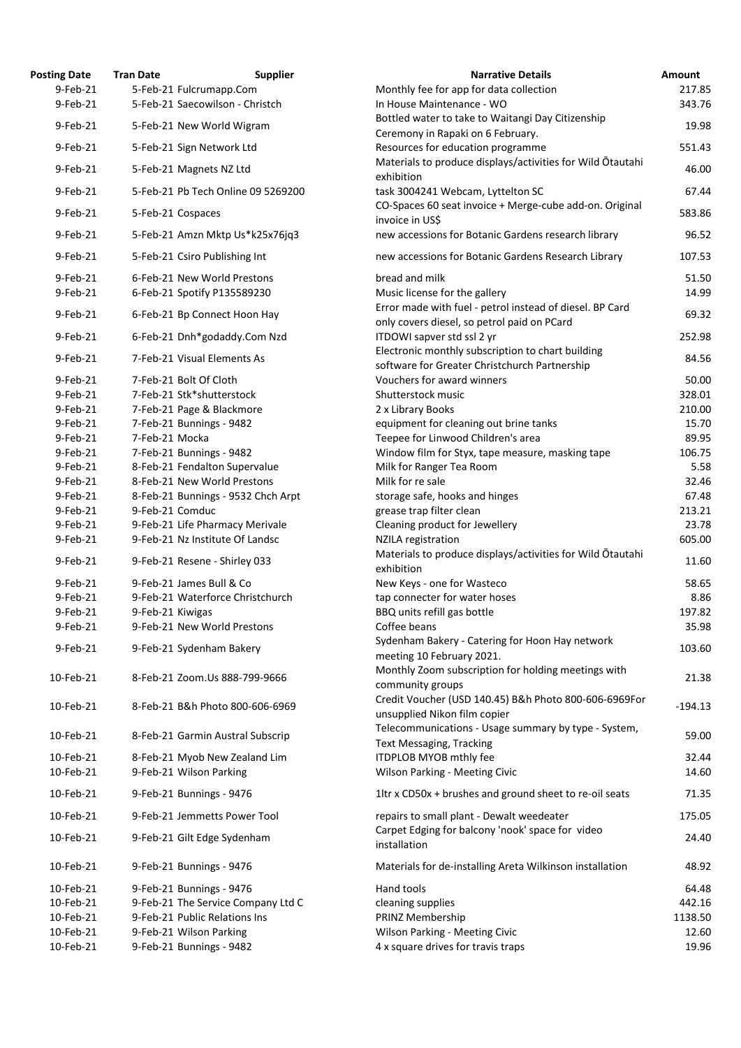| Posting Date | Tran Date | Supplier | Narrative Details | Amount |
|---|---|---|---|---|
| 9-Feb-21 | 5-Feb-21 | Fulcrumapp.Com | Monthly fee for app for data collection | 217.85 |
| 9-Feb-21 | 5-Feb-21 | Saecowilson - Christch | In House Maintenance - WO | 343.76 |
| 9-Feb-21 | 5-Feb-21 | New World Wigram | Bottled water to take to Waitangi Day Citizenship Ceremony in Rapaki on 6 February. | 19.98 |
| 9-Feb-21 | 5-Feb-21 | Sign Network Ltd | Resources for education programme | 551.43 |
| 9-Feb-21 | 5-Feb-21 | Magnets NZ Ltd | Materials to produce displays/activities for Wild Ōtautahi exhibition | 46.00 |
| 9-Feb-21 | 5-Feb-21 | Pb Tech Online 09 5269200 | task 3004241 Webcam, Lyttelton SC | 67.44 |
| 9-Feb-21 | 5-Feb-21 | Cospaces | CO-Spaces 60 seat invoice + Merge-cube add-on. Original invoice in US$ | 583.86 |
| 9-Feb-21 | 5-Feb-21 | Amzn Mktp Us*k25x76jq3 | new accessions for Botanic Gardens research library | 96.52 |
| 9-Feb-21 | 5-Feb-21 | Csiro Publishing Int | new accessions for Botanic Gardens Research Library | 107.53 |
| 9-Feb-21 | 6-Feb-21 | New World Prestons | bread and milk | 51.50 |
| 9-Feb-21 | 6-Feb-21 | Spotify P135589230 | Music license for the gallery | 14.99 |
| 9-Feb-21 | 6-Feb-21 | Bp Connect Hoon Hay | Error made with fuel - petrol instead of diesel. BP Card only covers diesel, so petrol paid on PCard | 69.32 |
| 9-Feb-21 | 6-Feb-21 | Dnh*godaddy.Com Nzd | ITDOWI sapver std ssl 2 yr | 252.98 |
| 9-Feb-21 | 7-Feb-21 | Visual Elements As | Electronic monthly subscription to chart building software for Greater Christchurch Partnership | 84.56 |
| 9-Feb-21 | 7-Feb-21 | Bolt Of Cloth | Vouchers for award winners | 50.00 |
| 9-Feb-21 | 7-Feb-21 | Stk*shutterstock | Shutterstock music | 328.01 |
| 9-Feb-21 | 7-Feb-21 | Page & Blackmore | 2 x Library Books | 210.00 |
| 9-Feb-21 | 7-Feb-21 | Bunnings - 9482 | equipment for cleaning out brine tanks | 15.70 |
| 9-Feb-21 | 7-Feb-21 | Mocka | Teepee for Linwood Children's area | 89.95 |
| 9-Feb-21 | 7-Feb-21 | Bunnings - 9482 | Window film for Styx, tape measure, masking tape | 106.75 |
| 9-Feb-21 | 8-Feb-21 | Fendalton Supervalue | Milk for Ranger Tea Room | 5.58 |
| 9-Feb-21 | 8-Feb-21 | New World Prestons | Milk for re sale | 32.46 |
| 9-Feb-21 | 8-Feb-21 | Bunnings - 9532 Chch Arpt | storage safe, hooks and hinges | 67.48 |
| 9-Feb-21 | 9-Feb-21 | Comduc | grease trap filter clean | 213.21 |
| 9-Feb-21 | 9-Feb-21 | Life Pharmacy Merivale | Cleaning product for Jewellery | 23.78 |
| 9-Feb-21 | 9-Feb-21 | Nz Institute Of Landsc | NZILA registration | 605.00 |
| 9-Feb-21 | 9-Feb-21 | Resene - Shirley 033 | Materials to produce displays/activities for Wild Ōtautahi exhibition | 11.60 |
| 9-Feb-21 | 9-Feb-21 | James Bull & Co | New Keys - one for Wasteco | 58.65 |
| 9-Feb-21 | 9-Feb-21 | Waterforce Christchurch | tap connecter for water hoses | 8.86 |
| 9-Feb-21 | 9-Feb-21 | Kiwigas | BBQ units refill gas bottle | 197.82 |
| 9-Feb-21 | 9-Feb-21 | New World Prestons | Coffee beans | 35.98 |
| 9-Feb-21 | 9-Feb-21 | Sydenham Bakery | Sydenham Bakery - Catering for Hoon Hay network meeting 10 February 2021. | 103.60 |
| 10-Feb-21 | 8-Feb-21 | Zoom.Us 888-799-9666 | Monthly Zoom subscription for holding meetings with community groups | 21.38 |
| 10-Feb-21 | 8-Feb-21 | B&h Photo 800-606-6969 | Credit Voucher (USD 140.45) B&h Photo 800-606-6969For unsupplied Nikon film copier | -194.13 |
| 10-Feb-21 | 8-Feb-21 | Garmin Austral Subscrip | Telecommunications - Usage summary by type - System, Text Messaging, Tracking | 59.00 |
| 10-Feb-21 | 8-Feb-21 | Myob New Zealand Lim | ITDPLOB MYOB mthly fee | 32.44 |
| 10-Feb-21 | 9-Feb-21 | Wilson Parking | Wilson Parking - Meeting Civic | 14.60 |
| 10-Feb-21 | 9-Feb-21 | Bunnings - 9476 | 1ltr x CD50x + brushes and ground sheet to re-oil seats | 71.35 |
| 10-Feb-21 | 9-Feb-21 | Jemmetts Power Tool | repairs to small plant - Dewalt weedeater | 175.05 |
| 10-Feb-21 | 9-Feb-21 | Gilt Edge Sydenham | Carpet Edging for balcony 'nook' space for video installation | 24.40 |
| 10-Feb-21 | 9-Feb-21 | Bunnings - 9476 | Materials for de-installing Areta Wilkinson installation | 48.92 |
| 10-Feb-21 | 9-Feb-21 | Bunnings - 9476 | Hand tools | 64.48 |
| 10-Feb-21 | 9-Feb-21 | The Service Company Ltd C | cleaning supplies | 442.16 |
| 10-Feb-21 | 9-Feb-21 | Public Relations Ins | PRINZ Membership | 1138.50 |
| 10-Feb-21 | 9-Feb-21 | Wilson Parking | Wilson Parking - Meeting Civic | 12.60 |
| 10-Feb-21 | 9-Feb-21 | Bunnings - 9482 | 4 x square drives for travis traps | 19.96 |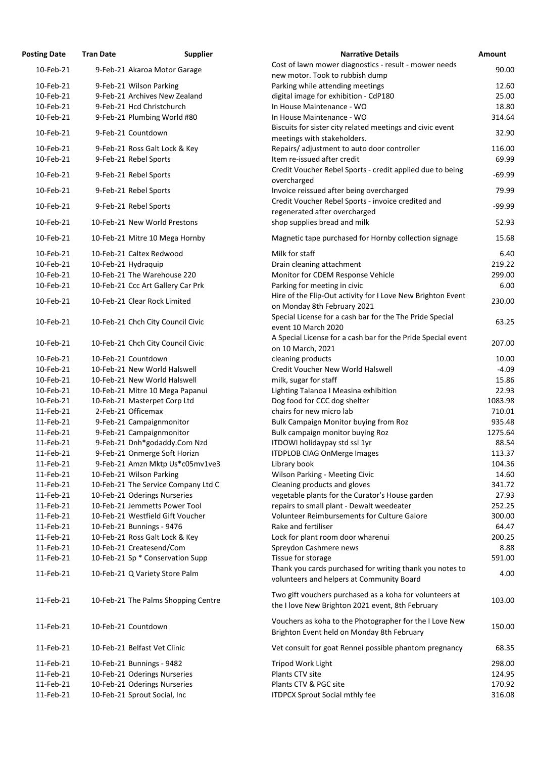| Posting Date | Tran Date | Supplier | Narrative Details | Amount |
|---|---|---|---|---|
| 10-Feb-21 | 9-Feb-21 | Akaroa Motor Garage | Cost of lawn mower diagnostics - result - mower needs new motor. Took to rubbish dump | 90.00 |
| 10-Feb-21 | 9-Feb-21 | Wilson Parking | Parking while attending meetings | 12.60 |
| 10-Feb-21 | 9-Feb-21 | Archives New Zealand | digital image for exhibition - CdP180 | 25.00 |
| 10-Feb-21 | 9-Feb-21 | Hcd Christchurch | In House Maintenance - WO | 18.80 |
| 10-Feb-21 | 9-Feb-21 | Plumbing World #80 | In House Maintenance - WO | 314.64 |
| 10-Feb-21 | 9-Feb-21 | Countdown | Biscuits for sister city related meetings and civic event meetings with stakeholders. | 32.90 |
| 10-Feb-21 | 9-Feb-21 | Ross Galt Lock & Key | Repairs/ adjustment to auto door controller | 116.00 |
| 10-Feb-21 | 9-Feb-21 | Rebel Sports | Item re-issued after credit | 69.99 |
| 10-Feb-21 | 9-Feb-21 | Rebel Sports | Credit Voucher Rebel Sports - credit applied due to being overcharged | -69.99 |
| 10-Feb-21 | 9-Feb-21 | Rebel Sports | Invoice reissued after being overcharged | 79.99 |
| 10-Feb-21 | 9-Feb-21 | Rebel Sports | Credit Voucher Rebel Sports - invoice credited and regenerated after overcharged | -99.99 |
| 10-Feb-21 | 10-Feb-21 | New World Prestons | shop supplies bread and milk | 52.93 |
| 10-Feb-21 | 10-Feb-21 | Mitre 10 Mega Hornby | Magnetic tape purchased for Hornby collection signage | 15.68 |
| 10-Feb-21 | 10-Feb-21 | Caltex Redwood | Milk for staff | 6.40 |
| 10-Feb-21 | 10-Feb-21 | Hydraquip | Drain cleaning attachment | 219.22 |
| 10-Feb-21 | 10-Feb-21 | The Warehouse 220 | Monitor for CDEM Response Vehicle | 299.00 |
| 10-Feb-21 | 10-Feb-21 | Ccc Art Gallery Car Prk | Parking for meeting in civic | 6.00 |
| 10-Feb-21 | 10-Feb-21 | Clear Rock Limited | Hire of the Flip-Out activity for I Love New Brighton Event on Monday 8th February 2021 | 230.00 |
| 10-Feb-21 | 10-Feb-21 | Chch City Council Civic | Special License for a cash bar for the The Pride Special event 10 March 2020 | 63.25 |
| 10-Feb-21 | 10-Feb-21 | Chch City Council Civic | A Special License for a cash bar for the Pride Special event on 10 March, 2021 | 207.00 |
| 10-Feb-21 | 10-Feb-21 | Countdown | cleaning products | 10.00 |
| 10-Feb-21 | 10-Feb-21 | New World Halswell | Credit Voucher New World Halswell | -4.09 |
| 10-Feb-21 | 10-Feb-21 | New World Halswell | milk, sugar for staff | 15.86 |
| 10-Feb-21 | 10-Feb-21 | Mitre 10 Mega Papanui | Lighting Talanoa I Measina exhibition | 22.93 |
| 10-Feb-21 | 10-Feb-21 | Masterpet Corp Ltd | Dog food for CCC dog shelter | 1083.98 |
| 11-Feb-21 | 2-Feb-21 | Officemax | chairs for new micro lab | 710.01 |
| 11-Feb-21 | 9-Feb-21 | Campaignmonitor | Bulk Campaign Monitor buying from Roz | 935.48 |
| 11-Feb-21 | 9-Feb-21 | Campaignmonitor | Bulk campaign monitor buying Roz | 1275.64 |
| 11-Feb-21 | 9-Feb-21 | Dnh*godaddy.Com Nzd | ITDOWI holidaypay std ssl 1yr | 88.54 |
| 11-Feb-21 | 9-Feb-21 | Onmerge Soft Horizn | ITDPLOB CIAG OnMerge Images | 113.37 |
| 11-Feb-21 | 9-Feb-21 | Amzn Mktp Us*c05mv1ve3 | Library book | 104.36 |
| 11-Feb-21 | 10-Feb-21 | Wilson Parking | Wilson Parking - Meeting Civic | 14.60 |
| 11-Feb-21 | 10-Feb-21 | The Service Company Ltd C | Cleaning products and gloves | 341.72 |
| 11-Feb-21 | 10-Feb-21 | Oderings Nurseries | vegetable plants for the Curator's House garden | 27.93 |
| 11-Feb-21 | 10-Feb-21 | Jemmetts Power Tool | repairs to small plant - Dewalt weedeater | 252.25 |
| 11-Feb-21 | 10-Feb-21 | Westfield Gift Voucher | Volunteer Reimbursements for Culture Galore | 300.00 |
| 11-Feb-21 | 10-Feb-21 | Bunnings - 9476 | Rake and fertiliser | 64.47 |
| 11-Feb-21 | 10-Feb-21 | Ross Galt Lock & Key | Lock for plant room door wharenui | 200.25 |
| 11-Feb-21 | 10-Feb-21 | Createsend/Com | Spreydon Cashmere news | 8.88 |
| 11-Feb-21 | 10-Feb-21 | Sp * Conservation Supp | Tissue for storage | 591.00 |
| 11-Feb-21 | 10-Feb-21 | Q Variety Store Palm | Thank you cards purchased for writing thank you notes to volunteers and helpers at Community Board | 4.00 |
| 11-Feb-21 | 10-Feb-21 | The Palms Shopping Centre | Two gift vouchers purchased as a koha for volunteers at the I love New Brighton 2021 event, 8th February | 103.00 |
| 11-Feb-21 | 10-Feb-21 | Countdown | Vouchers as koha to the Photographer for the I Love New Brighton Event held on Monday 8th February | 150.00 |
| 11-Feb-21 | 10-Feb-21 | Belfast Vet Clinic | Vet consult for goat Rennei possible phantom pregnancy | 68.35 |
| 11-Feb-21 | 10-Feb-21 | Bunnings - 9482 | Tripod Work Light | 298.00 |
| 11-Feb-21 | 10-Feb-21 | Oderings Nurseries | Plants CTV site | 124.95 |
| 11-Feb-21 | 10-Feb-21 | Oderings Nurseries | Plants CTV & PGC site | 170.92 |
| 11-Feb-21 | 10-Feb-21 | Sprout Social, Inc | ITDPCX Sprout Social mthly fee | 316.08 |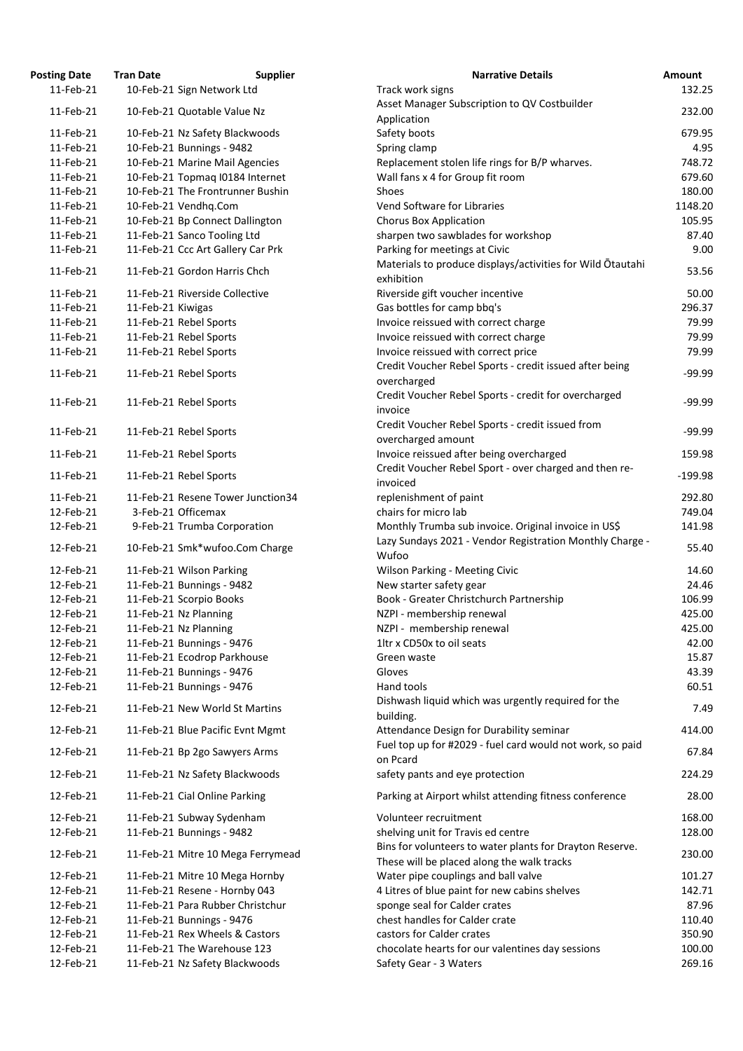| Posting Date | Tran Date | Supplier | Narrative Details | Amount |
|---|---|---|---|---|
| 11-Feb-21 | 10-Feb-21 | Sign Network Ltd | Track work signs | 132.25 |
| 11-Feb-21 | 10-Feb-21 | Quotable Value Nz | Asset Manager Subscription to QV Costbuilder Application | 232.00 |
| 11-Feb-21 | 10-Feb-21 | Nz Safety Blackwoods | Safety boots | 679.95 |
| 11-Feb-21 | 10-Feb-21 | Bunnings - 9482 | Spring clamp | 4.95 |
| 11-Feb-21 | 10-Feb-21 | Marine Mail Agencies | Replacement stolen life rings for B/P wharves. | 748.72 |
| 11-Feb-21 | 10-Feb-21 | Topmaq I0184 Internet | Wall fans x 4 for Group fit room | 679.60 |
| 11-Feb-21 | 10-Feb-21 | The Frontrunner Bushin | Shoes | 180.00 |
| 11-Feb-21 | 10-Feb-21 | Vendhq.Com | Vend Software for Libraries | 1148.20 |
| 11-Feb-21 | 10-Feb-21 | Bp Connect Dallington | Chorus Box Application | 105.95 |
| 11-Feb-21 | 11-Feb-21 | Sanco Tooling Ltd | sharpen two sawblades for workshop | 87.40 |
| 11-Feb-21 | 11-Feb-21 | Ccc Art Gallery Car Prk | Parking for meetings at Civic | 9.00 |
| 11-Feb-21 | 11-Feb-21 | Gordon Harris Chch | Materials to produce displays/activities for Wild Ōtautahi exhibition | 53.56 |
| 11-Feb-21 | 11-Feb-21 | Riverside Collective | Riverside gift voucher incentive | 50.00 |
| 11-Feb-21 | 11-Feb-21 | Kiwigas | Gas bottles for camp bbq's | 296.37 |
| 11-Feb-21 | 11-Feb-21 | Rebel Sports | Invoice reissued with correct charge | 79.99 |
| 11-Feb-21 | 11-Feb-21 | Rebel Sports | Invoice reissued with correct charge | 79.99 |
| 11-Feb-21 | 11-Feb-21 | Rebel Sports | Invoice reissued with correct price | 79.99 |
| 11-Feb-21 | 11-Feb-21 | Rebel Sports | Credit Voucher Rebel Sports - credit issued after being overcharged | -99.99 |
| 11-Feb-21 | 11-Feb-21 | Rebel Sports | Credit Voucher Rebel Sports - credit for overcharged invoice | -99.99 |
| 11-Feb-21 | 11-Feb-21 | Rebel Sports | Credit Voucher Rebel Sports - credit issued from overcharged amount | -99.99 |
| 11-Feb-21 | 11-Feb-21 | Rebel Sports | Invoice reissued after being overcharged | 159.98 |
| 11-Feb-21 | 11-Feb-21 | Rebel Sports | Credit Voucher Rebel Sport - over charged and then re-invoiced | -199.98 |
| 11-Feb-21 | 11-Feb-21 | Resene Tower Junction34 | replenishment of paint | 292.80 |
| 12-Feb-21 | 3-Feb-21 | Officemax | chairs for micro lab | 749.04 |
| 12-Feb-21 | 9-Feb-21 | Trumba Corporation | Monthly Trumba sub invoice. Original invoice in US$ | 141.98 |
| 12-Feb-21 | 10-Feb-21 | Smk*wufoo.Com Charge | Lazy Sundays 2021 - Vendor Registration Monthly Charge - Wufoo | 55.40 |
| 12-Feb-21 | 11-Feb-21 | Wilson Parking | Wilson Parking - Meeting Civic | 14.60 |
| 12-Feb-21 | 11-Feb-21 | Bunnings - 9482 | New starter safety gear | 24.46 |
| 12-Feb-21 | 11-Feb-21 | Scorpio Books | Book - Greater Christchurch Partnership | 106.99 |
| 12-Feb-21 | 11-Feb-21 | Nz Planning | NZPI - membership renewal | 425.00 |
| 12-Feb-21 | 11-Feb-21 | Nz Planning | NZPI - membership renewal | 425.00 |
| 12-Feb-21 | 11-Feb-21 | Bunnings - 9476 | 1ltr x CD50x to oil seats | 42.00 |
| 12-Feb-21 | 11-Feb-21 | Ecodrop Parkhouse | Green waste | 15.87 |
| 12-Feb-21 | 11-Feb-21 | Bunnings - 9476 | Gloves | 43.39 |
| 12-Feb-21 | 11-Feb-21 | Bunnings - 9476 | Hand tools | 60.51 |
| 12-Feb-21 | 11-Feb-21 | New World St Martins | Dishwash liquid which was urgently required for the building. | 7.49 |
| 12-Feb-21 | 11-Feb-21 | Blue Pacific Evnt Mgmt | Attendance Design for Durability seminar | 414.00 |
| 12-Feb-21 | 11-Feb-21 | Bp 2go Sawyers Arms | Fuel top up for #2029 - fuel card would not work, so paid on Pcard | 67.84 |
| 12-Feb-21 | 11-Feb-21 | Nz Safety Blackwoods | safety pants and eye protection | 224.29 |
| 12-Feb-21 | 11-Feb-21 | Cial Online Parking | Parking at Airport whilst attending fitness conference | 28.00 |
| 12-Feb-21 | 11-Feb-21 | Subway Sydenham | Volunteer recruitment | 168.00 |
| 12-Feb-21 | 11-Feb-21 | Bunnings - 9482 | shelving unit for Travis ed centre | 128.00 |
| 12-Feb-21 | 11-Feb-21 | Mitre 10 Mega Ferrymead | Bins for volunteers to water plants for Drayton Reserve. These will be placed along the walk tracks | 230.00 |
| 12-Feb-21 | 11-Feb-21 | Mitre 10 Mega Hornby | Water pipe couplings and ball valve | 101.27 |
| 12-Feb-21 | 11-Feb-21 | Resene - Hornby 043 | 4 Litres of blue paint for new cabins shelves | 142.71 |
| 12-Feb-21 | 11-Feb-21 | Para Rubber Christchur | sponge seal for Calder crates | 87.96 |
| 12-Feb-21 | 11-Feb-21 | Bunnings - 9476 | chest handles for Calder crate | 110.40 |
| 12-Feb-21 | 11-Feb-21 | Rex Wheels & Castors | castors for Calder crates | 350.90 |
| 12-Feb-21 | 11-Feb-21 | The Warehouse 123 | chocolate hearts for our valentines day sessions | 100.00 |
| 12-Feb-21 | 11-Feb-21 | Nz Safety Blackwoods | Safety Gear - 3 Waters | 269.16 |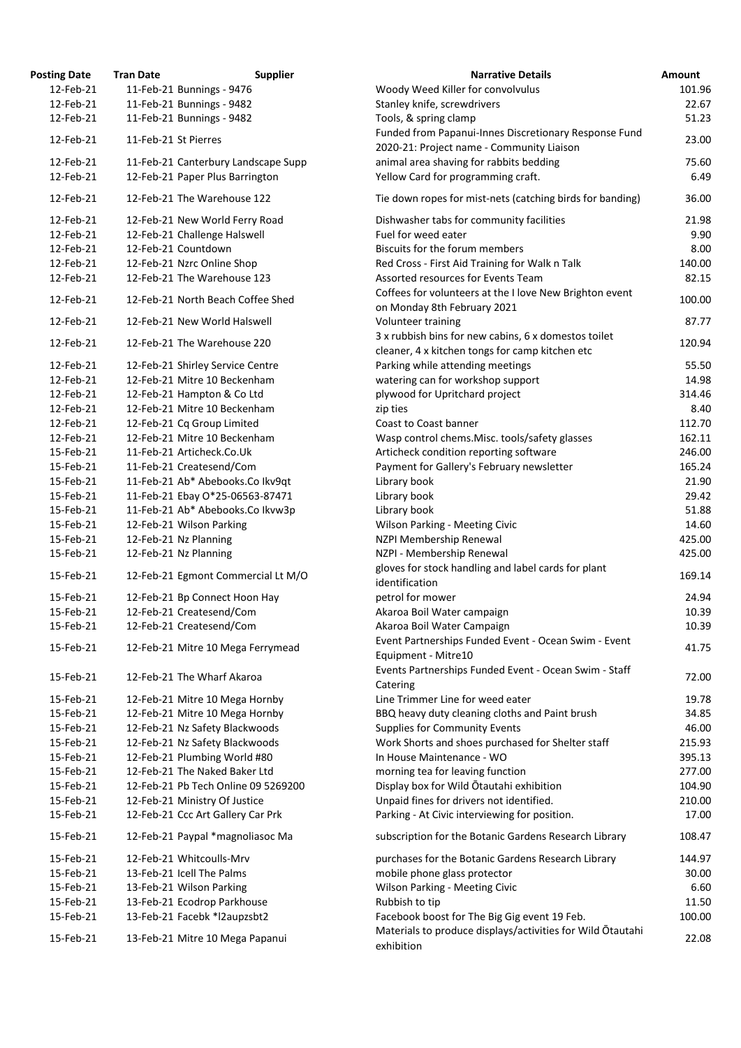| Posting Date | Tran Date | Supplier | Narrative Details | Amount |
|---|---|---|---|---|
| 12-Feb-21 | 11-Feb-21 | Bunnings - 9476 | Woody Weed Killer for convolvulus | 101.96 |
| 12-Feb-21 | 11-Feb-21 | Bunnings - 9482 | Stanley knife, screwdrivers | 22.67 |
| 12-Feb-21 | 11-Feb-21 | Bunnings - 9482 | Tools, & spring clamp | 51.23 |
| 12-Feb-21 | 11-Feb-21 | St Pierres | Funded from Papanui-Innes Discretionary Response Fund 2020-21: Project name - Community Liaison | 23.00 |
| 12-Feb-21 | 11-Feb-21 | Canterbury Landscape Supp | animal area shaving for rabbits bedding | 75.60 |
| 12-Feb-21 | 12-Feb-21 | Paper Plus Barrington | Yellow Card for programming craft. | 6.49 |
| 12-Feb-21 | 12-Feb-21 | The Warehouse 122 | Tie down ropes for mist-nets (catching birds for banding) | 36.00 |
| 12-Feb-21 | 12-Feb-21 | New World Ferry Road | Dishwasher tabs for community facilities | 21.98 |
| 12-Feb-21 | 12-Feb-21 | Challenge Halswell | Fuel for weed eater | 9.90 |
| 12-Feb-21 | 12-Feb-21 | Countdown | Biscuits for the forum members | 8.00 |
| 12-Feb-21 | 12-Feb-21 | Nzrc Online Shop | Red Cross - First Aid Training for Walk n Talk | 140.00 |
| 12-Feb-21 | 12-Feb-21 | The Warehouse 123 | Assorted resources for Events Team | 82.15 |
| 12-Feb-21 | 12-Feb-21 | North Beach Coffee Shed | Coffees for volunteers at the I love New Brighton event on Monday 8th February 2021 | 100.00 |
| 12-Feb-21 | 12-Feb-21 | New World Halswell | Volunteer training | 87.77 |
| 12-Feb-21 | 12-Feb-21 | The Warehouse 220 | 3 x rubbish bins for new cabins, 6 x domestos toilet cleaner, 4 x kitchen tongs for camp kitchen etc | 120.94 |
| 12-Feb-21 | 12-Feb-21 | Shirley Service Centre | Parking while attending meetings | 55.50 |
| 12-Feb-21 | 12-Feb-21 | Mitre 10 Beckenham | watering can for workshop support | 14.98 |
| 12-Feb-21 | 12-Feb-21 | Hampton & Co Ltd | plywood for Upritchard project | 314.46 |
| 12-Feb-21 | 12-Feb-21 | Mitre 10 Beckenham | zip ties | 8.40 |
| 12-Feb-21 | 12-Feb-21 | Cq Group Limited | Coast to Coast banner | 112.70 |
| 12-Feb-21 | 12-Feb-21 | Mitre 10 Beckenham | Wasp control chems.Misc. tools/safety glasses | 162.11 |
| 15-Feb-21 | 11-Feb-21 | Articheck.Co.Uk | Articheck condition reporting software | 246.00 |
| 15-Feb-21 | 11-Feb-21 | Createsend/Com | Payment for Gallery's February newsletter | 165.24 |
| 15-Feb-21 | 11-Feb-21 | Ab* Abebooks.Co Ikv9qt | Library book | 21.90 |
| 15-Feb-21 | 11-Feb-21 | Ebay O*25-06563-87471 | Library book | 29.42 |
| 15-Feb-21 | 11-Feb-21 | Ab* Abebooks.Co Ikvw3p | Library book | 51.88 |
| 15-Feb-21 | 12-Feb-21 | Wilson Parking | Wilson Parking - Meeting Civic | 14.60 |
| 15-Feb-21 | 12-Feb-21 | Nz Planning | NZPI Membership Renewal | 425.00 |
| 15-Feb-21 | 12-Feb-21 | Nz Planning | NZPI - Membership Renewal | 425.00 |
| 15-Feb-21 | 12-Feb-21 | Egmont Commercial Lt M/O | gloves for stock handling and label cards for plant identification | 169.14 |
| 15-Feb-21 | 12-Feb-21 | Bp Connect Hoon Hay | petrol for mower | 24.94 |
| 15-Feb-21 | 12-Feb-21 | Createsend/Com | Akaroa Boil Water campaign | 10.39 |
| 15-Feb-21 | 12-Feb-21 | Createsend/Com | Akaroa Boil Water Campaign | 10.39 |
| 15-Feb-21 | 12-Feb-21 | Mitre 10 Mega Ferrymead | Event Partnerships Funded Event - Ocean Swim - Event Equipment - Mitre10 | 41.75 |
| 15-Feb-21 | 12-Feb-21 | The Wharf Akaroa | Events Partnerships Funded Event - Ocean Swim - Staff Catering | 72.00 |
| 15-Feb-21 | 12-Feb-21 | Mitre 10 Mega Hornby | Line Trimmer Line for weed eater | 19.78 |
| 15-Feb-21 | 12-Feb-21 | Mitre 10 Mega Hornby | BBQ heavy duty cleaning cloths and Paint brush | 34.85 |
| 15-Feb-21 | 12-Feb-21 | Nz Safety Blackwoods | Supplies for Community Events | 46.00 |
| 15-Feb-21 | 12-Feb-21 | Nz Safety Blackwoods | Work Shorts and shoes purchased for Shelter staff | 215.93 |
| 15-Feb-21 | 12-Feb-21 | Plumbing World #80 | In House Maintenance - WO | 395.13 |
| 15-Feb-21 | 12-Feb-21 | The Naked Baker Ltd | morning tea for leaving function | 277.00 |
| 15-Feb-21 | 12-Feb-21 | Pb Tech Online 09 5269200 | Display box for Wild Ōtautahi exhibition | 104.90 |
| 15-Feb-21 | 12-Feb-21 | Ministry Of Justice | Unpaid fines for drivers not identified. | 210.00 |
| 15-Feb-21 | 12-Feb-21 | Ccc Art Gallery Car Prk | Parking - At Civic interviewing for position. | 17.00 |
| 15-Feb-21 | 12-Feb-21 | Paypal *magnoliasoc Ma | subscription for the Botanic Gardens Research Library | 108.47 |
| 15-Feb-21 | 12-Feb-21 | Whitcoulls-Mrv | purchases for the Botanic Gardens Research Library | 144.97 |
| 15-Feb-21 | 13-Feb-21 | Icell The Palms | mobile phone glass protector | 30.00 |
| 15-Feb-21 | 13-Feb-21 | Wilson Parking | Wilson Parking - Meeting Civic | 6.60 |
| 15-Feb-21 | 13-Feb-21 | Ecodrop Parkhouse | Rubbish to tip | 11.50 |
| 15-Feb-21 | 13-Feb-21 | Facebk *l2aupzsbt2 | Facebook boost for The Big Gig event 19 Feb. | 100.00 |
| 15-Feb-21 | 13-Feb-21 | Mitre 10 Mega Papanui | Materials to produce displays/activities for Wild Ōtautahi exhibition | 22.08 |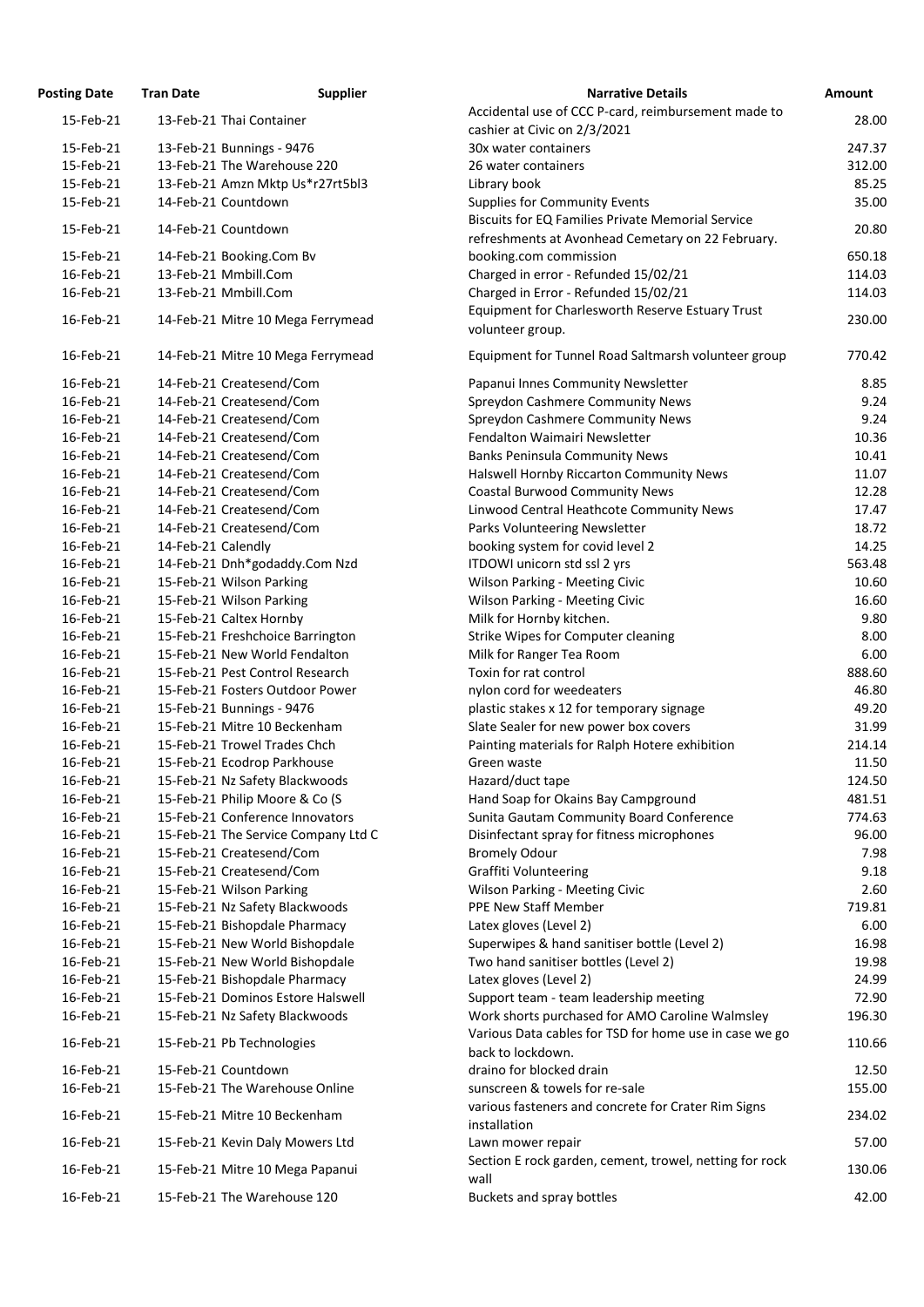| Posting Date | Tran Date | Supplier | Narrative Details | Amount |
|---|---|---|---|---|
| 15-Feb-21 | 13-Feb-21 | Thai Container | Accidental use of CCC P-card, reimbursement made to cashier at Civic on 2/3/2021 | 28.00 |
| 15-Feb-21 | 13-Feb-21 | Bunnings - 9476 | 30x water containers | 247.37 |
| 15-Feb-21 | 13-Feb-21 | The Warehouse 220 | 26 water containers | 312.00 |
| 15-Feb-21 | 13-Feb-21 | Amzn Mktp Us*r27rt5bl3 | Library book | 85.25 |
| 15-Feb-21 | 14-Feb-21 | Countdown | Supplies for Community Events | 35.00 |
| 15-Feb-21 | 14-Feb-21 | Countdown | Biscuits for EQ Families Private Memorial Service refreshments at Avonhead Cemetary on 22 February. | 20.80 |
| 15-Feb-21 | 14-Feb-21 | Booking.Com Bv | booking.com commission | 650.18 |
| 16-Feb-21 | 13-Feb-21 | Mmbill.Com | Charged in error - Refunded 15/02/21 | 114.03 |
| 16-Feb-21 | 13-Feb-21 | Mmbill.Com | Charged in Error - Refunded 15/02/21 | 114.03 |
| 16-Feb-21 | 14-Feb-21 | Mitre 10 Mega Ferrymead | Equipment for Charlesworth Reserve Estuary Trust volunteer group. | 230.00 |
| 16-Feb-21 | 14-Feb-21 | Mitre 10 Mega Ferrymead | Equipment for Tunnel Road Saltmarsh volunteer group | 770.42 |
| 16-Feb-21 | 14-Feb-21 | Createsend/Com | Papanui Innes Community Newsletter | 8.85 |
| 16-Feb-21 | 14-Feb-21 | Createsend/Com | Spreydon Cashmere Community News | 9.24 |
| 16-Feb-21 | 14-Feb-21 | Createsend/Com | Spreydon Cashmere Community News | 9.24 |
| 16-Feb-21 | 14-Feb-21 | Createsend/Com | Fendalton Waimairi Newsletter | 10.36 |
| 16-Feb-21 | 14-Feb-21 | Createsend/Com | Banks Peninsula Community News | 10.41 |
| 16-Feb-21 | 14-Feb-21 | Createsend/Com | Halswell Hornby Riccarton Community News | 11.07 |
| 16-Feb-21 | 14-Feb-21 | Createsend/Com | Coastal Burwood Community News | 12.28 |
| 16-Feb-21 | 14-Feb-21 | Createsend/Com | Linwood Central Heathcote Community News | 17.47 |
| 16-Feb-21 | 14-Feb-21 | Createsend/Com | Parks Volunteering Newsletter | 18.72 |
| 16-Feb-21 | 14-Feb-21 | Calendly | booking system for covid level 2 | 14.25 |
| 16-Feb-21 | 14-Feb-21 | Dnh*godaddy.Com Nzd | ITDOWI unicorn std ssl 2 yrs | 563.48 |
| 16-Feb-21 | 15-Feb-21 | Wilson Parking | Wilson Parking - Meeting Civic | 10.60 |
| 16-Feb-21 | 15-Feb-21 | Wilson Parking | Wilson Parking - Meeting Civic | 16.60 |
| 16-Feb-21 | 15-Feb-21 | Caltex Hornby | Milk for Hornby kitchen. | 9.80 |
| 16-Feb-21 | 15-Feb-21 | Freshchoice Barrington | Strike Wipes for Computer cleaning | 8.00 |
| 16-Feb-21 | 15-Feb-21 | New World Fendalton | Milk for Ranger Tea Room | 6.00 |
| 16-Feb-21 | 15-Feb-21 | Pest Control Research | Toxin for rat control | 888.60 |
| 16-Feb-21 | 15-Feb-21 | Fosters Outdoor Power | nylon cord for weedeaters | 46.80 |
| 16-Feb-21 | 15-Feb-21 | Bunnings - 9476 | plastic stakes x 12 for temporary signage | 49.20 |
| 16-Feb-21 | 15-Feb-21 | Mitre 10 Beckenham | Slate Sealer for new power box covers | 31.99 |
| 16-Feb-21 | 15-Feb-21 | Trowel Trades Chch | Painting materials for Ralph Hotere exhibition | 214.14 |
| 16-Feb-21 | 15-Feb-21 | Ecodrop Parkhouse | Green waste | 11.50 |
| 16-Feb-21 | 15-Feb-21 | Nz Safety Blackwoods | Hazard/duct tape | 124.50 |
| 16-Feb-21 | 15-Feb-21 | Philip Moore & Co (S | Hand Soap for Okains Bay Campground | 481.51 |
| 16-Feb-21 | 15-Feb-21 | Conference Innovators | Sunita Gautam Community Board Conference | 774.63 |
| 16-Feb-21 | 15-Feb-21 | The Service Company Ltd C | Disinfectant spray for fitness microphones | 96.00 |
| 16-Feb-21 | 15-Feb-21 | Createsend/Com | Bromely Odour | 7.98 |
| 16-Feb-21 | 15-Feb-21 | Createsend/Com | Graffiti Volunteering | 9.18 |
| 16-Feb-21 | 15-Feb-21 | Wilson Parking | Wilson Parking - Meeting Civic | 2.60 |
| 16-Feb-21 | 15-Feb-21 | Nz Safety Blackwoods | PPE New Staff Member | 719.81 |
| 16-Feb-21 | 15-Feb-21 | Bishopdale Pharmacy | Latex gloves (Level 2) | 6.00 |
| 16-Feb-21 | 15-Feb-21 | New World Bishopdale | Superwipes & hand sanitiser bottle (Level 2) | 16.98 |
| 16-Feb-21 | 15-Feb-21 | New World Bishopdale | Two hand sanitiser bottles (Level 2) | 19.98 |
| 16-Feb-21 | 15-Feb-21 | Bishopdale Pharmacy | Latex gloves (Level 2) | 24.99 |
| 16-Feb-21 | 15-Feb-21 | Dominos Estore Halswell | Support team - team leadership meeting | 72.90 |
| 16-Feb-21 | 15-Feb-21 | Nz Safety Blackwoods | Work shorts purchased for AMO Caroline Walmsley | 196.30 |
| 16-Feb-21 | 15-Feb-21 | Pb Technologies | Various Data cables for TSD for home use in case we go back to lockdown. | 110.66 |
| 16-Feb-21 | 15-Feb-21 | Countdown | draino for blocked drain | 12.50 |
| 16-Feb-21 | 15-Feb-21 | The Warehouse Online | sunscreen & towels for re-sale | 155.00 |
| 16-Feb-21 | 15-Feb-21 | Mitre 10 Beckenham | various fasteners and concrete for Crater Rim Signs installation | 234.02 |
| 16-Feb-21 | 15-Feb-21 | Kevin Daly Mowers Ltd | Lawn mower repair | 57.00 |
| 16-Feb-21 | 15-Feb-21 | Mitre 10 Mega Papanui | Section E rock garden, cement, trowel, netting for rock wall | 130.06 |
| 16-Feb-21 | 15-Feb-21 | The Warehouse 120 | Buckets and spray bottles | 42.00 |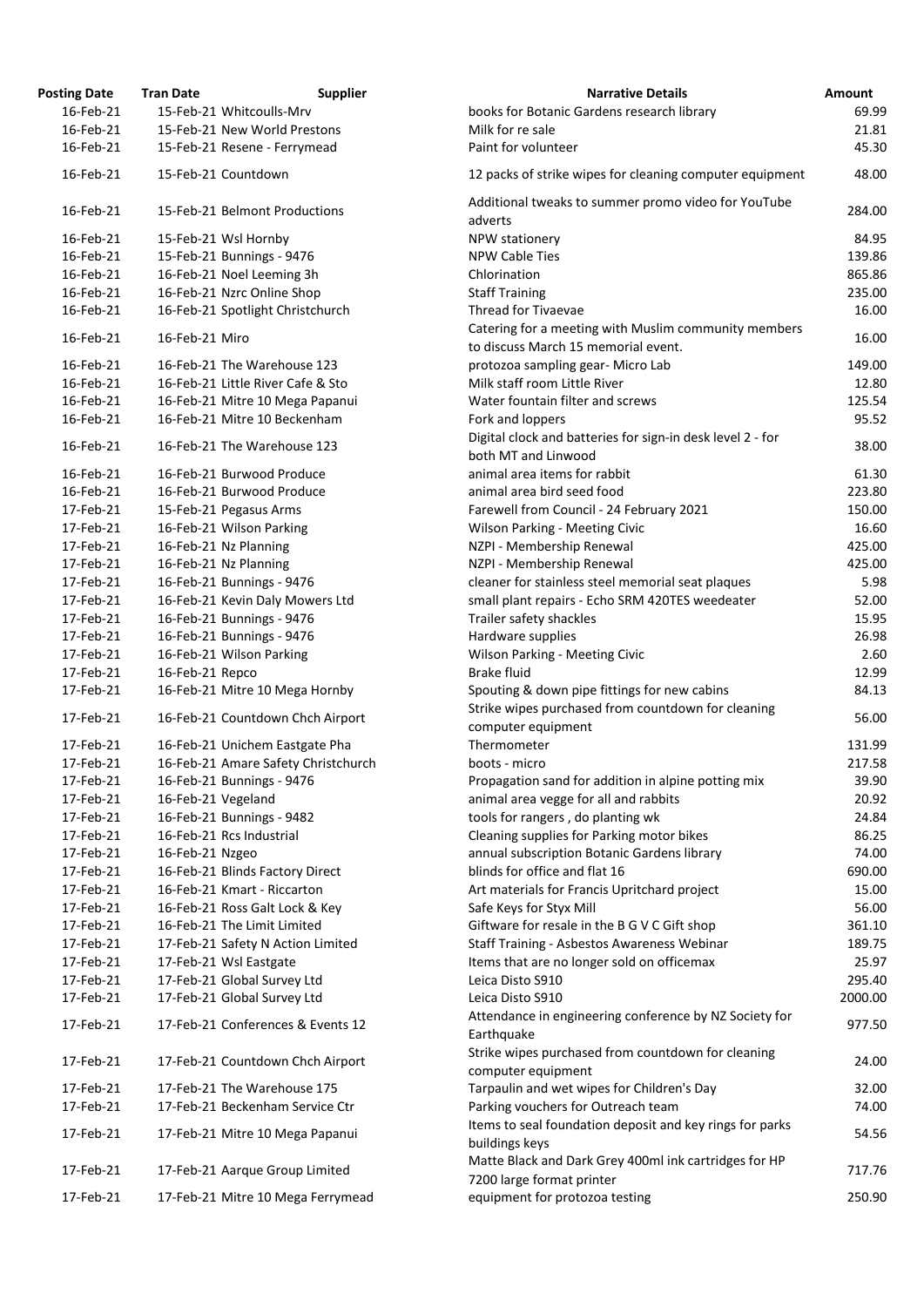| Posting Date | Tran Date | Supplier | Narrative Details | Amount |
|---|---|---|---|---|
| 16-Feb-21 | 15-Feb-21 | Whitcoulls-Mrv | books for Botanic Gardens research library | 69.99 |
| 16-Feb-21 | 15-Feb-21 | New World Prestons | Milk for re sale | 21.81 |
| 16-Feb-21 | 15-Feb-21 | Resene - Ferrymead | Paint for volunteer | 45.30 |
| 16-Feb-21 | 15-Feb-21 | Countdown | 12 packs of strike wipes for cleaning computer equipment | 48.00 |
| 16-Feb-21 | 15-Feb-21 | Belmont Productions | Additional tweaks to summer promo video for YouTube adverts | 284.00 |
| 16-Feb-21 | 15-Feb-21 | Wsl Hornby | NPW stationery | 84.95 |
| 16-Feb-21 | 15-Feb-21 | Bunnings - 9476 | NPW Cable Ties | 139.86 |
| 16-Feb-21 | 16-Feb-21 | Noel Leeming 3h | Chlorination | 865.86 |
| 16-Feb-21 | 16-Feb-21 | Nzrc Online Shop | Staff Training | 235.00 |
| 16-Feb-21 | 16-Feb-21 | Spotlight Christchurch | Thread for Tivaevae | 16.00 |
| 16-Feb-21 | 16-Feb-21 | Miro | Catering for a meeting with Muslim community members to discuss March 15 memorial event. | 16.00 |
| 16-Feb-21 | 16-Feb-21 | The Warehouse 123 | protozoa sampling gear- Micro Lab | 149.00 |
| 16-Feb-21 | 16-Feb-21 | Little River Cafe & Sto | Milk staff room Little River | 12.80 |
| 16-Feb-21 | 16-Feb-21 | Mitre 10 Mega Papanui | Water fountain filter and screws | 125.54 |
| 16-Feb-21 | 16-Feb-21 | Mitre 10 Beckenham | Fork and loppers | 95.52 |
| 16-Feb-21 | 16-Feb-21 | The Warehouse 123 | Digital clock and batteries for sign-in desk level 2 - for both MT and Linwood | 38.00 |
| 16-Feb-21 | 16-Feb-21 | Burwood Produce | animal area items for rabbit | 61.30 |
| 16-Feb-21 | 16-Feb-21 | Burwood Produce | animal area bird seed food | 223.80 |
| 17-Feb-21 | 15-Feb-21 | Pegasus Arms | Farewell from Council - 24 February 2021 | 150.00 |
| 17-Feb-21 | 16-Feb-21 | Wilson Parking | Wilson Parking - Meeting Civic | 16.60 |
| 17-Feb-21 | 16-Feb-21 | Nz Planning | NZPI - Membership Renewal | 425.00 |
| 17-Feb-21 | 16-Feb-21 | Nz Planning | NZPI - Membership Renewal | 425.00 |
| 17-Feb-21 | 16-Feb-21 | Bunnings - 9476 | cleaner for stainless steel memorial seat plaques | 5.98 |
| 17-Feb-21 | 16-Feb-21 | Kevin Daly Mowers Ltd | small plant repairs - Echo SRM 420TES weedeater | 52.00 |
| 17-Feb-21 | 16-Feb-21 | Bunnings - 9476 | Trailer safety shackles | 15.95 |
| 17-Feb-21 | 16-Feb-21 | Bunnings - 9476 | Hardware supplies | 26.98 |
| 17-Feb-21 | 16-Feb-21 | Wilson Parking | Wilson Parking - Meeting Civic | 2.60 |
| 17-Feb-21 | 16-Feb-21 | Repco | Brake fluid | 12.99 |
| 17-Feb-21 | 16-Feb-21 | Mitre 10 Mega Hornby | Spouting & down pipe fittings for new cabins | 84.13 |
| 17-Feb-21 | 16-Feb-21 | Countdown Chch Airport | Strike wipes purchased from countdown for cleaning computer equipment | 56.00 |
| 17-Feb-21 | 16-Feb-21 | Unichem Eastgate Pha | Thermometer | 131.99 |
| 17-Feb-21 | 16-Feb-21 | Amare Safety Christchurch | boots - micro | 217.58 |
| 17-Feb-21 | 16-Feb-21 | Bunnings - 9476 | Propagation sand for addition in alpine potting mix | 39.90 |
| 17-Feb-21 | 16-Feb-21 | Vegeland | animal area vegge for all and rabbits | 20.92 |
| 17-Feb-21 | 16-Feb-21 | Bunnings - 9482 | tools for rangers , do planting wk | 24.84 |
| 17-Feb-21 | 16-Feb-21 | Rcs Industrial | Cleaning supplies for Parking motor bikes | 86.25 |
| 17-Feb-21 | 16-Feb-21 | Nzgeo | annual subscription Botanic Gardens library | 74.00 |
| 17-Feb-21 | 16-Feb-21 | Blinds Factory Direct | blinds for office and flat 16 | 690.00 |
| 17-Feb-21 | 16-Feb-21 | Kmart - Riccarton | Art materials for Francis Upritchard project | 15.00 |
| 17-Feb-21 | 16-Feb-21 | Ross Galt Lock & Key | Safe Keys for Styx Mill | 56.00 |
| 17-Feb-21 | 16-Feb-21 | The Limit Limited | Giftware for resale in the B G V C Gift shop | 361.10 |
| 17-Feb-21 | 17-Feb-21 | Safety N Action Limited | Staff Training - Asbestos Awareness Webinar | 189.75 |
| 17-Feb-21 | 17-Feb-21 | Wsl Eastgate | Items that are no longer sold on officemax | 25.97 |
| 17-Feb-21 | 17-Feb-21 | Global Survey Ltd | Leica Disto S910 | 295.40 |
| 17-Feb-21 | 17-Feb-21 | Global Survey Ltd | Leica Disto S910 | 2000.00 |
| 17-Feb-21 | 17-Feb-21 | Conferences & Events 12 | Attendance in engineering conference by NZ Society for Earthquake | 977.50 |
| 17-Feb-21 | 17-Feb-21 | Countdown Chch Airport | Strike wipes purchased from countdown for cleaning computer equipment | 24.00 |
| 17-Feb-21 | 17-Feb-21 | The Warehouse 175 | Tarpaulin and wet wipes for Children's Day | 32.00 |
| 17-Feb-21 | 17-Feb-21 | Beckenham Service Ctr | Parking vouchers for Outreach team | 74.00 |
| 17-Feb-21 | 17-Feb-21 | Mitre 10 Mega Papanui | Items to seal foundation deposit and key rings for parks buildings keys | 54.56 |
| 17-Feb-21 | 17-Feb-21 | Aarque Group Limited | Matte Black and Dark Grey 400ml ink cartridges for HP 7200 large format printer | 717.76 |
| 17-Feb-21 | 17-Feb-21 | Mitre 10 Mega Ferrymead | equipment for protozoa testing | 250.90 |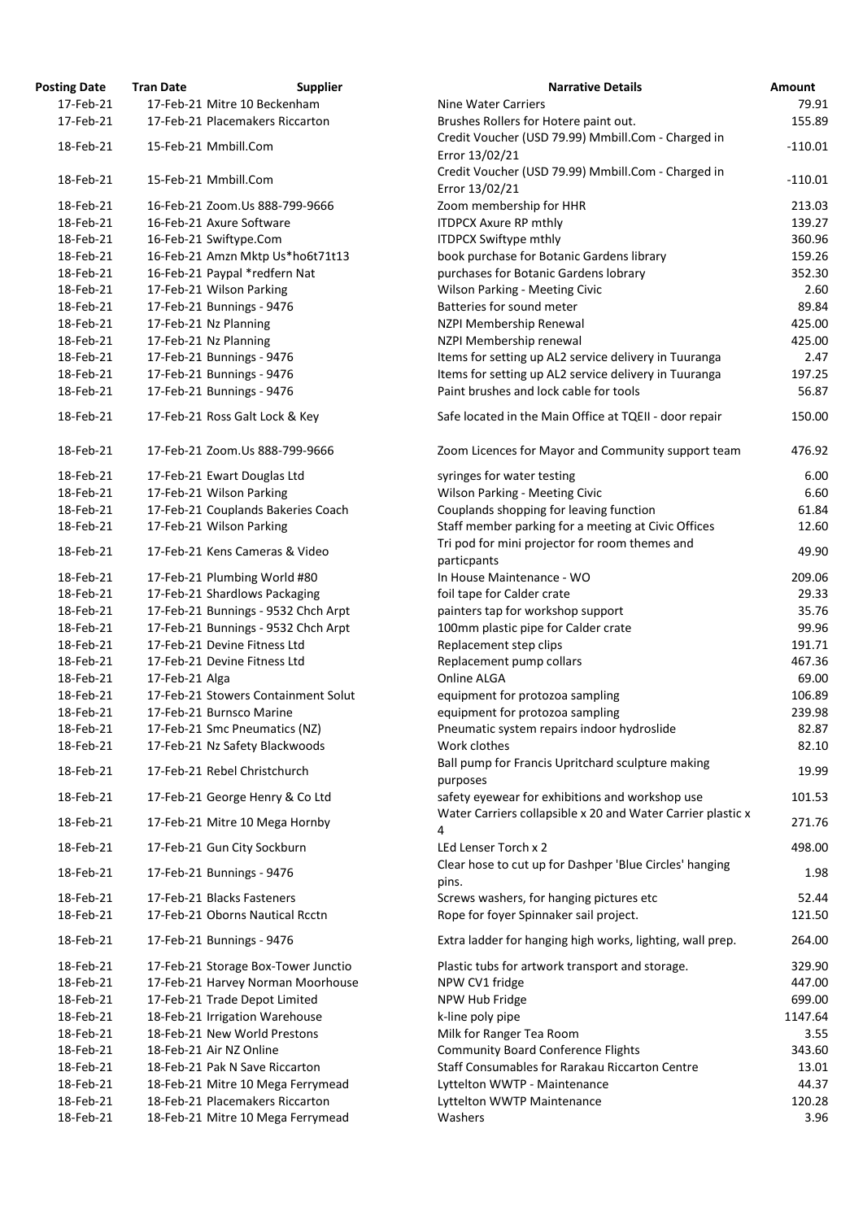| Posting Date | Tran Date | Supplier | Narrative Details | Amount |
|---|---|---|---|---|
| 17-Feb-21 | 17-Feb-21 | Mitre 10 Beckenham | Nine Water Carriers | 79.91 |
| 17-Feb-21 | 17-Feb-21 | Placemakers Riccarton | Brushes Rollers for Hotere paint out. | 155.89 |
| 18-Feb-21 | 15-Feb-21 | Mmbill.Com | Credit Voucher (USD 79.99) Mmbill.Com - Charged in Error 13/02/21 | -110.01 |
| 18-Feb-21 | 15-Feb-21 | Mmbill.Com | Credit Voucher (USD 79.99) Mmbill.Com - Charged in Error 13/02/21 | -110.01 |
| 18-Feb-21 | 16-Feb-21 | Zoom.Us 888-799-9666 | Zoom membership for HHR | 213.03 |
| 18-Feb-21 | 16-Feb-21 | Axure Software | ITDPCX Axure RP mthly | 139.27 |
| 18-Feb-21 | 16-Feb-21 | Swiftype.Com | ITDPCX Swiftype mthly | 360.96 |
| 18-Feb-21 | 16-Feb-21 | Amzn Mktp Us*ho6t71t13 | book purchase for Botanic Gardens library | 159.26 |
| 18-Feb-21 | 16-Feb-21 | Paypal *redfern Nat | purchases for Botanic Gardens lobrary | 352.30 |
| 18-Feb-21 | 17-Feb-21 | Wilson Parking | Wilson Parking - Meeting Civic | 2.60 |
| 18-Feb-21 | 17-Feb-21 | Bunnings - 9476 | Batteries for sound meter | 89.84 |
| 18-Feb-21 | 17-Feb-21 | Nz Planning | NZPI Membership Renewal | 425.00 |
| 18-Feb-21 | 17-Feb-21 | Nz Planning | NZPI Membership renewal | 425.00 |
| 18-Feb-21 | 17-Feb-21 | Bunnings - 9476 | Items for setting up AL2 service delivery in Tuuranga | 2.47 |
| 18-Feb-21 | 17-Feb-21 | Bunnings - 9476 | Items for setting up AL2 service delivery in Tuuranga | 197.25 |
| 18-Feb-21 | 17-Feb-21 | Bunnings - 9476 | Paint brushes and lock cable for tools | 56.87 |
| 18-Feb-21 | 17-Feb-21 | Ross Galt Lock & Key | Safe located in the Main Office at TQEII - door repair | 150.00 |
| 18-Feb-21 | 17-Feb-21 | Zoom.Us 888-799-9666 | Zoom Licences for Mayor and Community support team | 476.92 |
| 18-Feb-21 | 17-Feb-21 | Ewart Douglas Ltd | syringes for water testing | 6.00 |
| 18-Feb-21 | 17-Feb-21 | Wilson Parking | Wilson Parking - Meeting Civic | 6.60 |
| 18-Feb-21 | 17-Feb-21 | Couplands Bakeries Coach | Couplands shopping for leaving function | 61.84 |
| 18-Feb-21 | 17-Feb-21 | Wilson Parking | Staff member parking for a meeting at Civic Offices | 12.60 |
| 18-Feb-21 | 17-Feb-21 | Kens Cameras & Video | Tri pod for mini projector for room themes and particpants | 49.90 |
| 18-Feb-21 | 17-Feb-21 | Plumbing World #80 | In House Maintenance - WO | 209.06 |
| 18-Feb-21 | 17-Feb-21 | Shardlows Packaging | foil tape for Calder crate | 29.33 |
| 18-Feb-21 | 17-Feb-21 | Bunnings - 9532 Chch Arpt | painters tap for workshop support | 35.76 |
| 18-Feb-21 | 17-Feb-21 | Bunnings - 9532 Chch Arpt | 100mm plastic pipe for Calder crate | 99.96 |
| 18-Feb-21 | 17-Feb-21 | Devine Fitness Ltd | Replacement step clips | 191.71 |
| 18-Feb-21 | 17-Feb-21 | Devine Fitness Ltd | Replacement pump collars | 467.36 |
| 18-Feb-21 | 17-Feb-21 | Alga | Online ALGA | 69.00 |
| 18-Feb-21 | 17-Feb-21 | Stowers Containment Solut | equipment for protozoa sampling | 106.89 |
| 18-Feb-21 | 17-Feb-21 | Burnsco Marine | equipment for protozoa sampling | 239.98 |
| 18-Feb-21 | 17-Feb-21 | Smc Pneumatics (NZ) | Pneumatic system repairs indoor hydroslide | 82.87 |
| 18-Feb-21 | 17-Feb-21 | Nz Safety Blackwoods | Work clothes | 82.10 |
| 18-Feb-21 | 17-Feb-21 | Rebel Christchurch | Ball pump for Francis Upritchard sculpture making purposes | 19.99 |
| 18-Feb-21 | 17-Feb-21 | George Henry & Co Ltd | safety eyewear for exhibitions and workshop use | 101.53 |
| 18-Feb-21 | 17-Feb-21 | Mitre 10 Mega Hornby | Water Carriers collapsible x 20 and Water Carrier plastic x 4 | 271.76 |
| 18-Feb-21 | 17-Feb-21 | Gun City Sockburn | LEd Lenser Torch x 2 | 498.00 |
| 18-Feb-21 | 17-Feb-21 | Bunnings - 9476 | Clear hose to cut up for Dashper 'Blue Circles' hanging pins. | 1.98 |
| 18-Feb-21 | 17-Feb-21 | Blacks Fasteners | Screws washers, for hanging pictures etc | 52.44 |
| 18-Feb-21 | 17-Feb-21 | Oborns Nautical Rcctn | Rope for foyer Spinnaker sail project. | 121.50 |
| 18-Feb-21 | 17-Feb-21 | Bunnings - 9476 | Extra ladder for hanging high works, lighting, wall prep. | 264.00 |
| 18-Feb-21 | 17-Feb-21 | Storage Box-Tower Junctio | Plastic tubs for artwork transport and storage. | 329.90 |
| 18-Feb-21 | 17-Feb-21 | Harvey Norman Moorhouse | NPW CV1 fridge | 447.00 |
| 18-Feb-21 | 17-Feb-21 | Trade Depot Limited | NPW Hub Fridge | 699.00 |
| 18-Feb-21 | 18-Feb-21 | Irrigation Warehouse | k-line poly pipe | 1147.64 |
| 18-Feb-21 | 18-Feb-21 | New World Prestons | Milk for Ranger Tea Room | 3.55 |
| 18-Feb-21 | 18-Feb-21 | Air NZ Online | Community Board Conference Flights | 343.60 |
| 18-Feb-21 | 18-Feb-21 | Pak N Save Riccarton | Staff Consumables for Rarakau Riccarton Centre | 13.01 |
| 18-Feb-21 | 18-Feb-21 | Mitre 10 Mega Ferrymead | Lyttelton WWTP - Maintenance | 44.37 |
| 18-Feb-21 | 18-Feb-21 | Placemakers Riccarton | Lyttelton WWTP Maintenance | 120.28 |
| 18-Feb-21 | 18-Feb-21 | Mitre 10 Mega Ferrymead | Washers | 3.96 |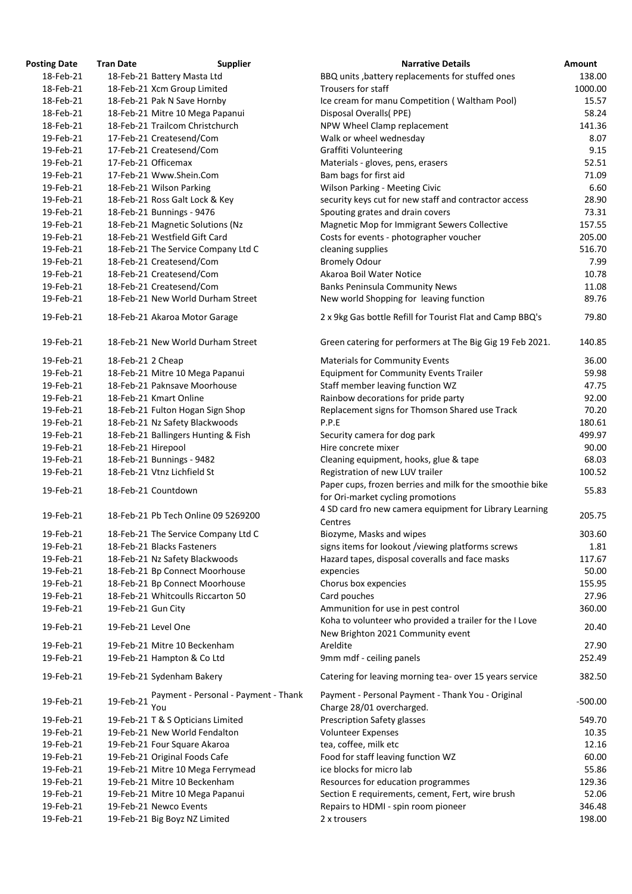| Posting Date | Tran Date | Supplier | Narrative Details | Amount |
|---|---|---|---|---|
| 18-Feb-21 | 18-Feb-21 | Battery Masta Ltd | BBQ units ,battery replacements for stuffed ones | 138.00 |
| 18-Feb-21 | 18-Feb-21 | Xcm Group Limited | Trousers for staff | 1000.00 |
| 18-Feb-21 | 18-Feb-21 | Pak N Save Hornby | Ice cream for manu Competition ( Waltham Pool) | 15.57 |
| 18-Feb-21 | 18-Feb-21 | Mitre 10 Mega Papanui | Disposal Overalls( PPE) | 58.24 |
| 18-Feb-21 | 18-Feb-21 | Trailcom Christchurch | NPW Wheel Clamp replacement | 141.36 |
| 19-Feb-21 | 17-Feb-21 | Createsend/Com | Walk or wheel wednesday | 8.07 |
| 19-Feb-21 | 17-Feb-21 | Createsend/Com | Graffiti Volunteering | 9.15 |
| 19-Feb-21 | 17-Feb-21 | Officemax | Materials - gloves, pens, erasers | 52.51 |
| 19-Feb-21 | 17-Feb-21 | Www.Shein.Com | Bam bags for first aid | 71.09 |
| 19-Feb-21 | 18-Feb-21 | Wilson Parking | Wilson Parking - Meeting Civic | 6.60 |
| 19-Feb-21 | 18-Feb-21 | Ross Galt Lock & Key | security keys cut for new staff and contractor access | 28.90 |
| 19-Feb-21 | 18-Feb-21 | Bunnings - 9476 | Spouting grates and drain covers | 73.31 |
| 19-Feb-21 | 18-Feb-21 | Magnetic Solutions (Nz | Magnetic Mop for Immigrant Sewers Collective | 157.55 |
| 19-Feb-21 | 18-Feb-21 | Westfield Gift Card | Costs for events - photographer voucher | 205.00 |
| 19-Feb-21 | 18-Feb-21 | The Service Company Ltd C | cleaning supplies | 516.70 |
| 19-Feb-21 | 18-Feb-21 | Createsend/Com | Bromely Odour | 7.99 |
| 19-Feb-21 | 18-Feb-21 | Createsend/Com | Akaroa Boil Water Notice | 10.78 |
| 19-Feb-21 | 18-Feb-21 | Createsend/Com | Banks Peninsula Community News | 11.08 |
| 19-Feb-21 | 18-Feb-21 | New World Durham Street | New world Shopping for leaving function | 89.76 |
| 19-Feb-21 | 18-Feb-21 | Akaroa Motor Garage | 2 x 9kg Gas bottle Refill for Tourist Flat and Camp BBQ's | 79.80 |
| 19-Feb-21 | 18-Feb-21 | New World Durham Street | Green catering for performers at The Big Gig 19 Feb 2021. | 140.85 |
| 19-Feb-21 | 18-Feb-21 | 2 Cheap | Materials for Community Events | 36.00 |
| 19-Feb-21 | 18-Feb-21 | Mitre 10 Mega Papanui | Equipment for Community Events Trailer | 59.98 |
| 19-Feb-21 | 18-Feb-21 | Paknsave Moorhouse | Staff member leaving function WZ | 47.75 |
| 19-Feb-21 | 18-Feb-21 | Kmart Online | Rainbow decorations for pride party | 92.00 |
| 19-Feb-21 | 18-Feb-21 | Fulton Hogan Sign Shop | Replacement signs for Thomson Shared use Track | 70.20 |
| 19-Feb-21 | 18-Feb-21 | Nz Safety Blackwoods | P.P.E | 180.61 |
| 19-Feb-21 | 18-Feb-21 | Ballingers Hunting & Fish | Security camera for dog park | 499.97 |
| 19-Feb-21 | 18-Feb-21 | Hirepool | Hire concrete mixer | 90.00 |
| 19-Feb-21 | 18-Feb-21 | Bunnings - 9482 | Cleaning equipment, hooks, glue & tape | 68.03 |
| 19-Feb-21 | 18-Feb-21 | Vtnz Lichfield St | Registration of new LUV trailer | 100.52 |
| 19-Feb-21 | 18-Feb-21 | Countdown | Paper cups, frozen berries and milk for the smoothie bike for Ori-market cycling promotions | 55.83 |
| 19-Feb-21 | 18-Feb-21 | Pb Tech Online 09 5269200 | 4 SD card fro new camera equipment for Library Learning Centres | 205.75 |
| 19-Feb-21 | 18-Feb-21 | The Service Company Ltd C | Biozyme, Masks and wipes | 303.60 |
| 19-Feb-21 | 18-Feb-21 | Blacks Fasteners | signs items for lookout /viewing platforms screws | 1.81 |
| 19-Feb-21 | 18-Feb-21 | Nz Safety Blackwoods | Hazard tapes, disposal coveralls and face masks | 117.67 |
| 19-Feb-21 | 18-Feb-21 | Bp Connect Moorhouse | expencies | 50.00 |
| 19-Feb-21 | 18-Feb-21 | Bp Connect Moorhouse | Chorus box expencies | 155.95 |
| 19-Feb-21 | 18-Feb-21 | Whitcoulls Riccarton 50 | Card pouches | 27.96 |
| 19-Feb-21 | 19-Feb-21 | Gun City | Ammunition for use in pest control | 360.00 |
| 19-Feb-21 | 19-Feb-21 | Level One | Koha to volunteer who provided a trailer for the I Love New Brighton 2021 Community event | 20.40 |
| 19-Feb-21 | 19-Feb-21 | Mitre 10 Beckenham | Areldite | 27.90 |
| 19-Feb-21 | 19-Feb-21 | Hampton & Co Ltd | 9mm mdf - ceiling panels | 252.49 |
| 19-Feb-21 | 19-Feb-21 | Sydenham Bakery | Catering for leaving morning tea- over 15 years service | 382.50 |
| 19-Feb-21 | 19-Feb-21 | Payment - Personal - Payment - Thank You | Payment - Personal Payment - Thank You - Original Charge 28/01 overcharged. | -500.00 |
| 19-Feb-21 | 19-Feb-21 | T & S Opticians Limited | Prescription Safety glasses | 549.70 |
| 19-Feb-21 | 19-Feb-21 | New World Fendalton | Volunteer Expenses | 10.35 |
| 19-Feb-21 | 19-Feb-21 | Four Square Akaroa | tea, coffee, milk etc | 12.16 |
| 19-Feb-21 | 19-Feb-21 | Original Foods Cafe | Food for staff leaving function WZ | 60.00 |
| 19-Feb-21 | 19-Feb-21 | Mitre 10 Mega Ferrymead | ice blocks for micro lab | 55.86 |
| 19-Feb-21 | 19-Feb-21 | Mitre 10 Beckenham | Resources for education programmes | 129.36 |
| 19-Feb-21 | 19-Feb-21 | Mitre 10 Mega Papanui | Section E requirements, cement, Fert, wire brush | 52.06 |
| 19-Feb-21 | 19-Feb-21 | Newco Events | Repairs to HDMI - spin room pioneer | 346.48 |
| 19-Feb-21 | 19-Feb-21 | Big Boyz NZ Limited | 2 x trousers | 198.00 |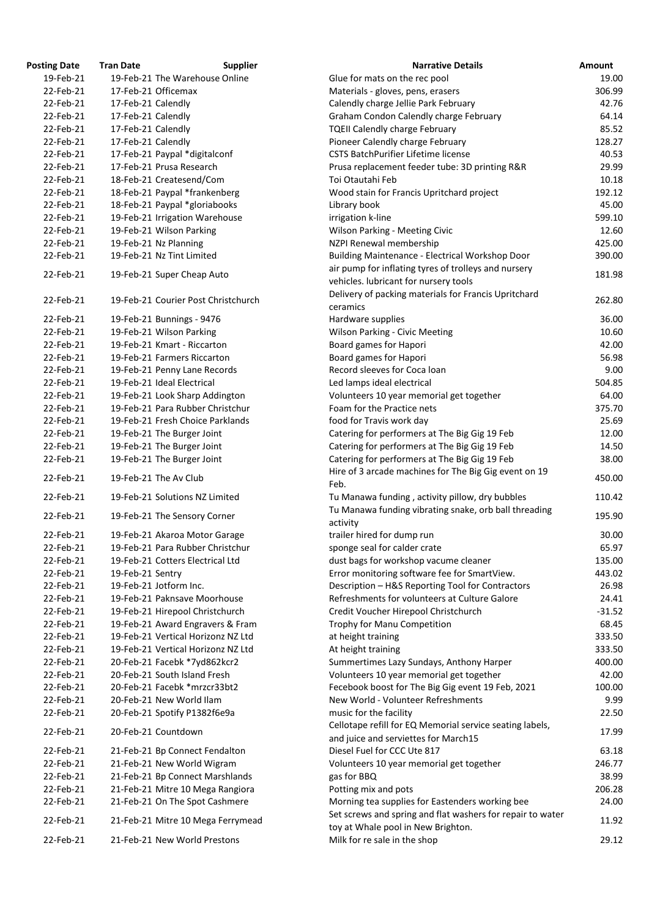| Posting Date | Tran Date | Supplier | Narrative Details | Amount |
|---|---|---|---|---|
| 19-Feb-21 | 19-Feb-21 | The Warehouse Online | Glue for mats on the rec pool | 19.00 |
| 22-Feb-21 | 17-Feb-21 | Officemax | Materials - gloves, pens, erasers | 306.99 |
| 22-Feb-21 | 17-Feb-21 | Calendly | Calendly charge Jellie Park February | 42.76 |
| 22-Feb-21 | 17-Feb-21 | Calendly | Graham Condon Calendly charge February | 64.14 |
| 22-Feb-21 | 17-Feb-21 | Calendly | TQEII Calendly charge February | 85.52 |
| 22-Feb-21 | 17-Feb-21 | Calendly | Pioneer Calendly charge February | 128.27 |
| 22-Feb-21 | 17-Feb-21 | Paypal *digitalconf | CSTS BatchPurifier Lifetime license | 40.53 |
| 22-Feb-21 | 17-Feb-21 | Prusa Research | Prusa replacement feeder tube: 3D printing R&R | 29.99 |
| 22-Feb-21 | 18-Feb-21 | Createsend/Com | Toi Otautahi Feb | 10.18 |
| 22-Feb-21 | 18-Feb-21 | Paypal *frankenberg | Wood stain for Francis Upritchard project | 192.12 |
| 22-Feb-21 | 18-Feb-21 | Paypal *gloriabooks | Library book | 45.00 |
| 22-Feb-21 | 19-Feb-21 | Irrigation Warehouse | irrigation k-line | 599.10 |
| 22-Feb-21 | 19-Feb-21 | Wilson Parking | Wilson Parking - Meeting Civic | 12.60 |
| 22-Feb-21 | 19-Feb-21 | Nz Planning | NZPI Renewal membership | 425.00 |
| 22-Feb-21 | 19-Feb-21 | Nz Tint Limited | Building Maintenance - Electrical Workshop Door | 390.00 |
| 22-Feb-21 | 19-Feb-21 | Super Cheap Auto | air pump for inflating tyres of trolleys and nursery vehicles. lubricant for nursery tools | 181.98 |
| 22-Feb-21 | 19-Feb-21 | Courier Post Christchurch | Delivery of packing materials for Francis Upritchard ceramics | 262.80 |
| 22-Feb-21 | 19-Feb-21 | Bunnings - 9476 | Hardware supplies | 36.00 |
| 22-Feb-21 | 19-Feb-21 | Wilson Parking | Wilson Parking - Civic Meeting | 10.60 |
| 22-Feb-21 | 19-Feb-21 | Kmart - Riccarton | Board games for Hapori | 42.00 |
| 22-Feb-21 | 19-Feb-21 | Farmers Riccarton | Board games for Hapori | 56.98 |
| 22-Feb-21 | 19-Feb-21 | Penny Lane Records | Record sleeves for Coca loan | 9.00 |
| 22-Feb-21 | 19-Feb-21 | Ideal Electrical | Led lamps ideal electrical | 504.85 |
| 22-Feb-21 | 19-Feb-21 | Look Sharp Addington | Volunteers 10 year memorial get together | 64.00 |
| 22-Feb-21 | 19-Feb-21 | Para Rubber Christchur | Foam for the Practice nets | 375.70 |
| 22-Feb-21 | 19-Feb-21 | Fresh Choice Parklands | food for Travis work day | 25.69 |
| 22-Feb-21 | 19-Feb-21 | The Burger Joint | Catering for performers at The Big Gig 19 Feb | 12.00 |
| 22-Feb-21 | 19-Feb-21 | The Burger Joint | Catering for performers at The Big Gig 19 Feb | 14.50 |
| 22-Feb-21 | 19-Feb-21 | The Burger Joint | Catering for performers at The Big Gig 19 Feb | 38.00 |
| 22-Feb-21 | 19-Feb-21 | The Av Club | Hire of 3 arcade machines for The Big Gig event on 19 Feb. | 450.00 |
| 22-Feb-21 | 19-Feb-21 | Solutions NZ Limited | Tu Manawa funding , activity pillow, dry bubbles | 110.42 |
| 22-Feb-21 | 19-Feb-21 | The Sensory Corner | Tu Manawa funding vibrating snake, orb ball threading activity | 195.90 |
| 22-Feb-21 | 19-Feb-21 | Akaroa Motor Garage | trailer hired for dump run | 30.00 |
| 22-Feb-21 | 19-Feb-21 | Para Rubber Christchur | sponge seal for calder crate | 65.97 |
| 22-Feb-21 | 19-Feb-21 | Cotters Electrical Ltd | dust bags for workshop vacume cleaner | 135.00 |
| 22-Feb-21 | 19-Feb-21 | Sentry | Error monitoring software fee for SmartView. | 443.02 |
| 22-Feb-21 | 19-Feb-21 | Jotform Inc. | Description – H&S Reporting Tool for Contractors | 26.98 |
| 22-Feb-21 | 19-Feb-21 | Paknsave Moorhouse | Refreshments for volunteers at Culture Galore | 24.41 |
| 22-Feb-21 | 19-Feb-21 | Hirepool Christchurch | Credit Voucher Hirepool Christchurch | -31.52 |
| 22-Feb-21 | 19-Feb-21 | Award Engravers & Fram | Trophy for Manu Competition | 68.45 |
| 22-Feb-21 | 19-Feb-21 | Vertical Horizonz NZ Ltd | at height training | 333.50 |
| 22-Feb-21 | 19-Feb-21 | Vertical Horizonz NZ Ltd | At height training | 333.50 |
| 22-Feb-21 | 20-Feb-21 | Facebk *7yd862kcr2 | Summertimes Lazy Sundays, Anthony Harper | 400.00 |
| 22-Feb-21 | 20-Feb-21 | South Island Fresh | Volunteers 10 year memorial get together | 42.00 |
| 22-Feb-21 | 20-Feb-21 | Facebk *mrzcr33bt2 | Fecebook boost for The Big Gig event 19 Feb, 2021 | 100.00 |
| 22-Feb-21 | 20-Feb-21 | New World Ilam | New World - Volunteer Refreshments | 9.99 |
| 22-Feb-21 | 20-Feb-21 | Spotify P1382f6e9a | music for the facility | 22.50 |
| 22-Feb-21 | 20-Feb-21 | Countdown | Cellotape refill for EQ Memorial service seating labels, and juice and serviettes for March15 | 17.99 |
| 22-Feb-21 | 21-Feb-21 | Bp Connect Fendalton | Diesel Fuel for CCC Ute 817 | 63.18 |
| 22-Feb-21 | 21-Feb-21 | New World Wigram | Volunteers 10 year memorial get together | 246.77 |
| 22-Feb-21 | 21-Feb-21 | Bp Connect Marshlands | gas for BBQ | 38.99 |
| 22-Feb-21 | 21-Feb-21 | Mitre 10 Mega Rangiora | Potting mix and pots | 206.28 |
| 22-Feb-21 | 21-Feb-21 | On The Spot Cashmere | Morning tea supplies for Eastenders working bee | 24.00 |
| 22-Feb-21 | 21-Feb-21 | Mitre 10 Mega Ferrymead | Set screws and spring and flat washers for repair to water toy at Whale pool in New Brighton. | 11.92 |
| 22-Feb-21 | 21-Feb-21 | New World Prestons | Milk for re sale in the shop | 29.12 |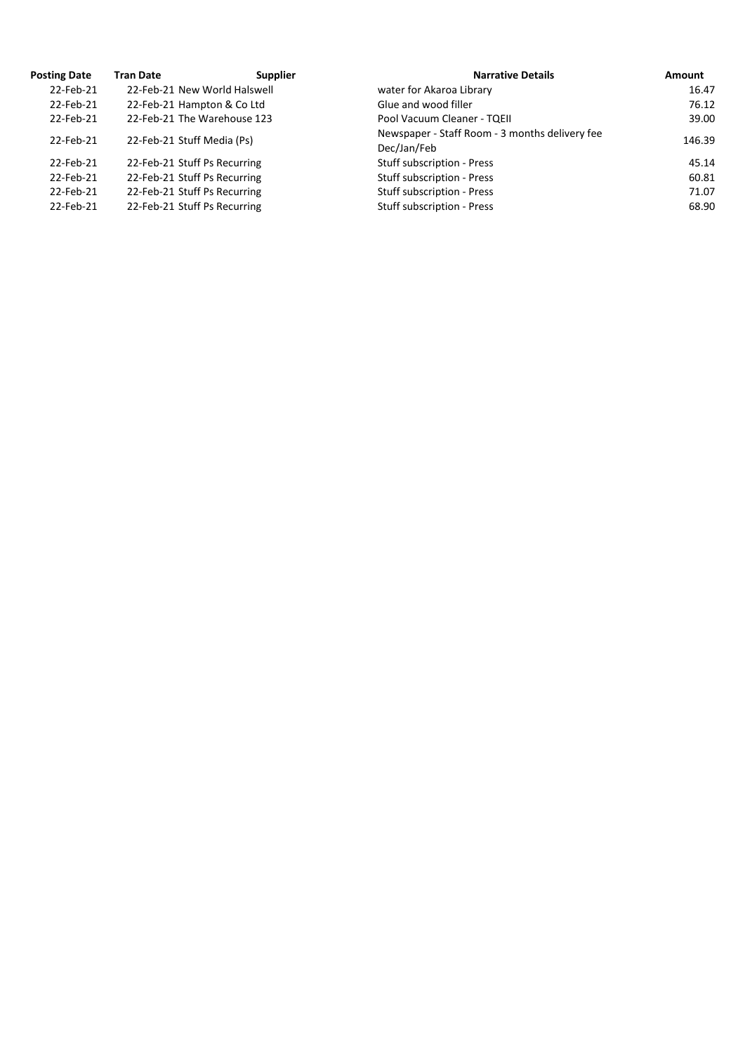| Posting Date | Tran Date | Supplier | Narrative Details | Amount |
| --- | --- | --- | --- | --- |
| 22-Feb-21 | 22-Feb-21 | New World Halswell | water for Akaroa Library | 16.47 |
| 22-Feb-21 | 22-Feb-21 | Hampton & Co Ltd | Glue and wood filler | 76.12 |
| 22-Feb-21 | 22-Feb-21 | The Warehouse 123 | Pool Vacuum Cleaner - TQEII | 39.00 |
| 22-Feb-21 | 22-Feb-21 | Stuff Media (Ps) | Newspaper - Staff Room - 3 months delivery fee Dec/Jan/Feb | 146.39 |
| 22-Feb-21 | 22-Feb-21 | Stuff Ps Recurring | Stuff subscription - Press | 45.14 |
| 22-Feb-21 | 22-Feb-21 | Stuff Ps Recurring | Stuff subscription - Press | 60.81 |
| 22-Feb-21 | 22-Feb-21 | Stuff Ps Recurring | Stuff subscription - Press | 71.07 |
| 22-Feb-21 | 22-Feb-21 | Stuff Ps Recurring | Stuff subscription - Press | 68.90 |